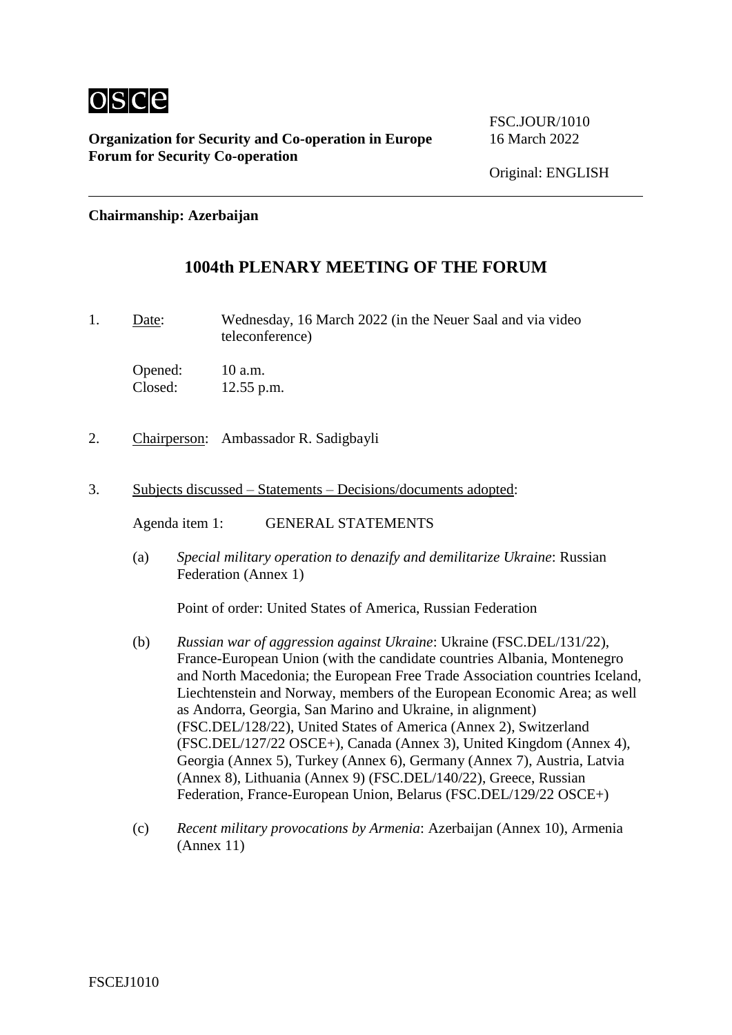osce

**Organization for Security and Co-operation in Europe**
**Forum for Security Co-operation**

FSC.JOUR/1010
16 March 2022

Original: ENGLISH

**Chairmanship: Azerbaijan**

# 1004th PLENARY MEETING OF THE FORUM

1. Date: Wednesday, 16 March 2022 (in the Neuer Saal and via video teleconference)

   Opened: 10 a.m.
   Closed: 12.55 p.m.

2. Chairperson: Ambassador R. Sadigbayli

3. Subjects discussed – Statements – Decisions/documents adopted:

   Agenda item 1: GENERAL STATEMENTS

   (a) *Special military operation to denazify and demilitarize Ukraine*: Russian Federation (Annex 1)

   Point of order: United States of America, Russian Federation

   (b) *Russian war of aggression against Ukraine*: Ukraine (FSC.DEL/131/22), France-European Union (with the candidate countries Albania, Montenegro and North Macedonia; the European Free Trade Association countries Iceland, Liechtenstein and Norway, members of the European Economic Area; as well as Andorra, Georgia, San Marino and Ukraine, in alignment) (FSC.DEL/128/22), United States of America (Annex 2), Switzerland (FSC.DEL/127/22 OSCE+), Canada (Annex 3), United Kingdom (Annex 4), Georgia (Annex 5), Turkey (Annex 6), Germany (Annex 7), Austria, Latvia (Annex 8), Lithuania (Annex 9) (FSC.DEL/140/22), Greece, Russian Federation, France-European Union, Belarus (FSC.DEL/129/22 OSCE+)

   (c) *Recent military provocations by Armenia*: Azerbaijan (Annex 10), Armenia (Annex 11)

FSCEJ1010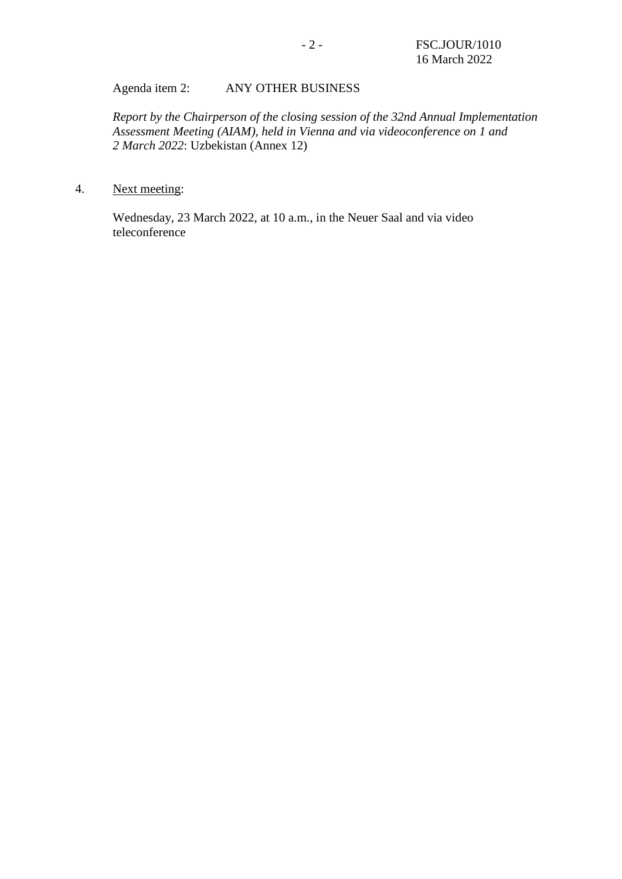Agenda item 2: ANY OTHER BUSINESS

*Report by the Chairperson of the closing session of the 32nd Annual Implementation Assessment Meeting (AIAM), held in Vienna and via videoconference on 1 and 2 March 2022*: Uzbekistan (Annex 12)

4. Next meeting:

Wednesday, 23 March 2022, at 10 a.m., in the Neuer Saal and via video teleconference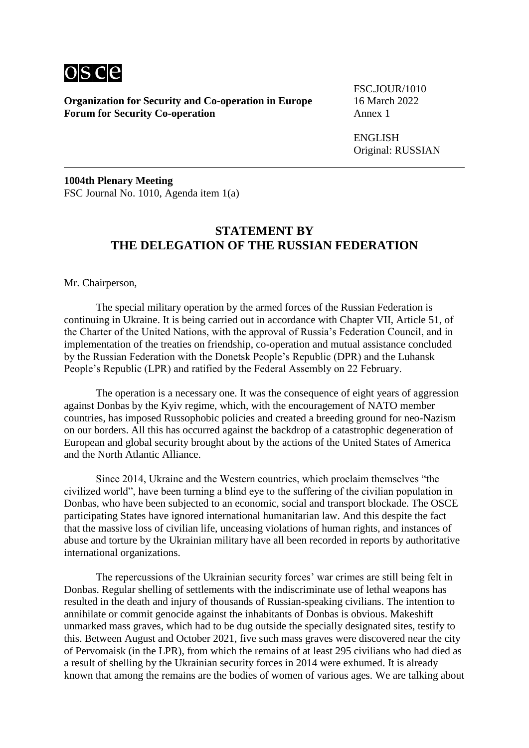![OSCE logo]

**Organization for Security and Co-operation in Europe**
**Forum for Security Co-operation**

FSC.JOUR/1010
16 March 2022
Annex 1

ENGLISH
Original: RUSSIAN

---

**1004th Plenary Meeting**
FSC Journal No. 1010, Agenda item 1(a)

## STATEMENT BY THE DELEGATION OF THE RUSSIAN FEDERATION

Mr. Chairperson,

The special military operation by the armed forces of the Russian Federation is continuing in Ukraine. It is being carried out in accordance with Chapter VII, Article 51, of the Charter of the United Nations, with the approval of Russia's Federation Council, and in implementation of the treaties on friendship, co-operation and mutual assistance concluded by the Russian Federation with the Donetsk People's Republic (DPR) and the Luhansk People's Republic (LPR) and ratified by the Federal Assembly on 22 February.

The operation is a necessary one. It was the consequence of eight years of aggression against Donbas by the Kyiv regime, which, with the encouragement of NATO member countries, has imposed Russophobic policies and created a breeding ground for neo-Nazism on our borders. All this has occurred against the backdrop of a catastrophic degeneration of European and global security brought about by the actions of the United States of America and the North Atlantic Alliance.

Since 2014, Ukraine and the Western countries, which proclaim themselves "the civilized world", have been turning a blind eye to the suffering of the civilian population in Donbas, who have been subjected to an economic, social and transport blockade. The OSCE participating States have ignored international humanitarian law. And this despite the fact that the massive loss of civilian life, unceasing violations of human rights, and instances of abuse and torture by the Ukrainian military have all been recorded in reports by authoritative international organizations.

The repercussions of the Ukrainian security forces' war crimes are still being felt in Donbas. Regular shelling of settlements with the indiscriminate use of lethal weapons has resulted in the death and injury of thousands of Russian-speaking civilians. The intention to annihilate or commit genocide against the inhabitants of Donbas is obvious. Makeshift unmarked mass graves, which had to be dug outside the specially designated sites, testify to this. Between August and October 2021, five such mass graves were discovered near the city of Pervomaisk (in the LPR), from which the remains of at least 295 civilians who had died as a result of shelling by the Ukrainian security forces in 2014 were exhumed. It is already known that among the remains are the bodies of women of various ages. We are talking about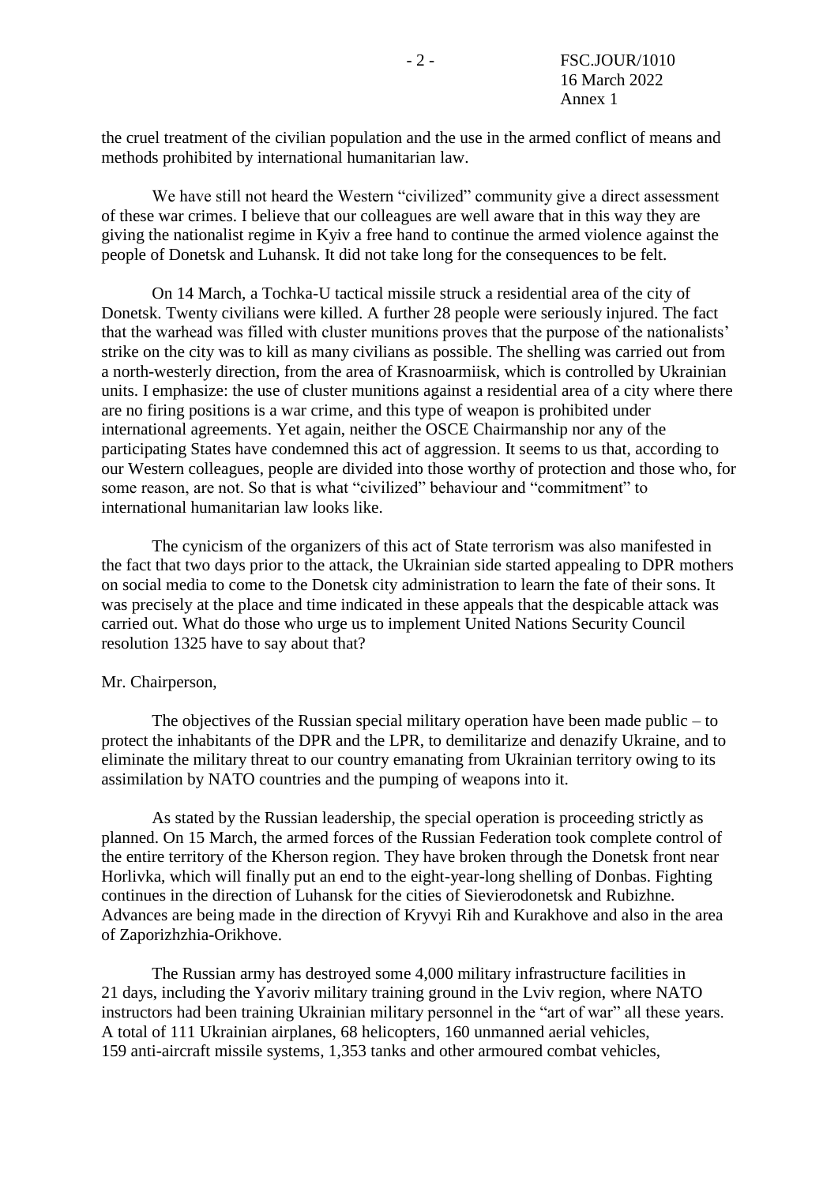the cruel treatment of the civilian population and the use in the armed conflict of means and methods prohibited by international humanitarian law.

We have still not heard the Western "civilized" community give a direct assessment of these war crimes. I believe that our colleagues are well aware that in this way they are giving the nationalist regime in Kyiv a free hand to continue the armed violence against the people of Donetsk and Luhansk. It did not take long for the consequences to be felt.

On 14 March, a Tochka-U tactical missile struck a residential area of the city of Donetsk. Twenty civilians were killed. A further 28 people were seriously injured. The fact that the warhead was filled with cluster munitions proves that the purpose of the nationalists' strike on the city was to kill as many civilians as possible. The shelling was carried out from a north-westerly direction, from the area of Krasnoarmiisk, which is controlled by Ukrainian units. I emphasize: the use of cluster munitions against a residential area of a city where there are no firing positions is a war crime, and this type of weapon is prohibited under international agreements. Yet again, neither the OSCE Chairmanship nor any of the participating States have condemned this act of aggression. It seems to us that, according to our Western colleagues, people are divided into those worthy of protection and those who, for some reason, are not. So that is what "civilized" behaviour and "commitment" to international humanitarian law looks like.

The cynicism of the organizers of this act of State terrorism was also manifested in the fact that two days prior to the attack, the Ukrainian side started appealing to DPR mothers on social media to come to the Donetsk city administration to learn the fate of their sons. It was precisely at the place and time indicated in these appeals that the despicable attack was carried out. What do those who urge us to implement United Nations Security Council resolution 1325 have to say about that?

Mr. Chairperson,

The objectives of the Russian special military operation have been made public – to protect the inhabitants of the DPR and the LPR, to demilitarize and denazify Ukraine, and to eliminate the military threat to our country emanating from Ukrainian territory owing to its assimilation by NATO countries and the pumping of weapons into it.

As stated by the Russian leadership, the special operation is proceeding strictly as planned. On 15 March, the armed forces of the Russian Federation took complete control of the entire territory of the Kherson region. They have broken through the Donetsk front near Horlivka, which will finally put an end to the eight-year-long shelling of Donbas. Fighting continues in the direction of Luhansk for the cities of Sievierodonetsk and Rubizhne. Advances are being made in the direction of Kryvyi Rih and Kurakhove and also in the area of Zaporizhzhia-Orikhove.

The Russian army has destroyed some 4,000 military infrastructure facilities in 21 days, including the Yavoriv military training ground in the Lviv region, where NATO instructors had been training Ukrainian military personnel in the "art of war" all these years. A total of 111 Ukrainian airplanes, 68 helicopters, 160 unmanned aerial vehicles, 159 anti-aircraft missile systems, 1,353 tanks and other armoured combat vehicles,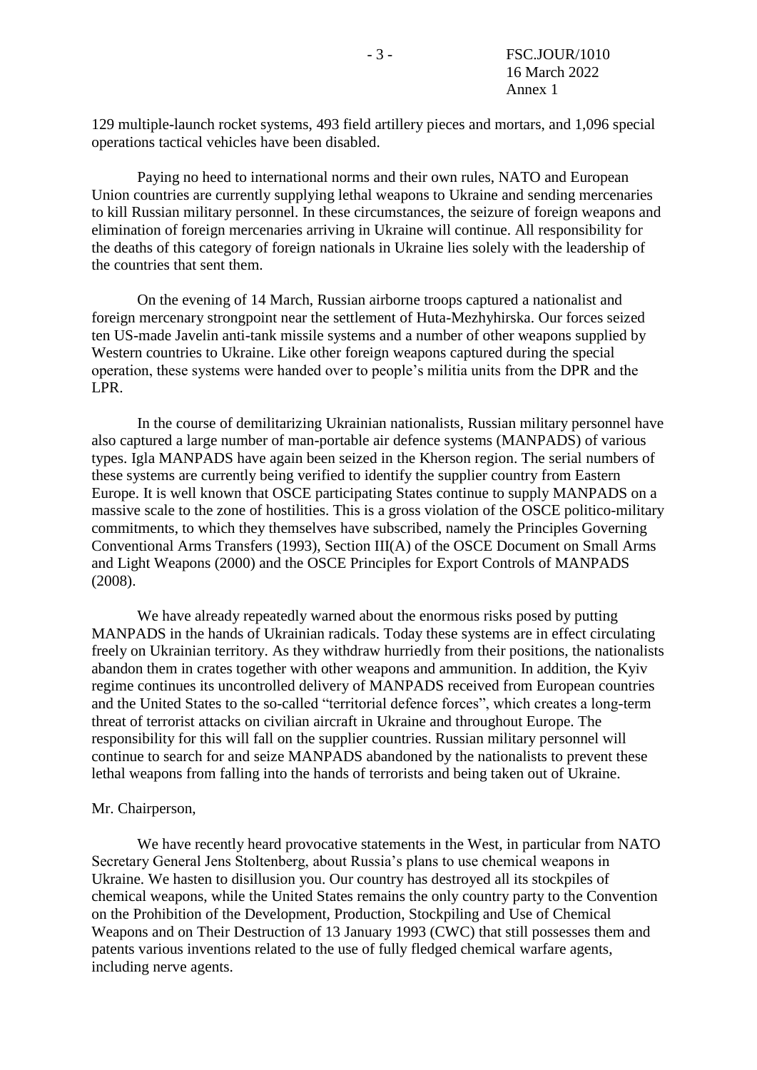129 multiple-launch rocket systems, 493 field artillery pieces and mortars, and 1,096 special operations tactical vehicles have been disabled.

Paying no heed to international norms and their own rules, NATO and European Union countries are currently supplying lethal weapons to Ukraine and sending mercenaries to kill Russian military personnel. In these circumstances, the seizure of foreign weapons and elimination of foreign mercenaries arriving in Ukraine will continue. All responsibility for the deaths of this category of foreign nationals in Ukraine lies solely with the leadership of the countries that sent them.

On the evening of 14 March, Russian airborne troops captured a nationalist and foreign mercenary strongpoint near the settlement of Huta-Mezhyhirska. Our forces seized ten US-made Javelin anti-tank missile systems and a number of other weapons supplied by Western countries to Ukraine. Like other foreign weapons captured during the special operation, these systems were handed over to people's militia units from the DPR and the LPR.

In the course of demilitarizing Ukrainian nationalists, Russian military personnel have also captured a large number of man-portable air defence systems (MANPADS) of various types. Igla MANPADS have again been seized in the Kherson region. The serial numbers of these systems are currently being verified to identify the supplier country from Eastern Europe. It is well known that OSCE participating States continue to supply MANPADS on a massive scale to the zone of hostilities. This is a gross violation of the OSCE politico-military commitments, to which they themselves have subscribed, namely the Principles Governing Conventional Arms Transfers (1993), Section III(A) of the OSCE Document on Small Arms and Light Weapons (2000) and the OSCE Principles for Export Controls of MANPADS (2008).

We have already repeatedly warned about the enormous risks posed by putting MANPADS in the hands of Ukrainian radicals. Today these systems are in effect circulating freely on Ukrainian territory. As they withdraw hurriedly from their positions, the nationalists abandon them in crates together with other weapons and ammunition. In addition, the Kyiv regime continues its uncontrolled delivery of MANPADS received from European countries and the United States to the so-called "territorial defence forces", which creates a long-term threat of terrorist attacks on civilian aircraft in Ukraine and throughout Europe. The responsibility for this will fall on the supplier countries. Russian military personnel will continue to search for and seize MANPADS abandoned by the nationalists to prevent these lethal weapons from falling into the hands of terrorists and being taken out of Ukraine.

Mr. Chairperson,

We have recently heard provocative statements in the West, in particular from NATO Secretary General Jens Stoltenberg, about Russia's plans to use chemical weapons in Ukraine. We hasten to disillusion you. Our country has destroyed all its stockpiles of chemical weapons, while the United States remains the only country party to the Convention on the Prohibition of the Development, Production, Stockpiling and Use of Chemical Weapons and on Their Destruction of 13 January 1993 (CWC) that still possesses them and patents various inventions related to the use of fully fledged chemical warfare agents, including nerve agents.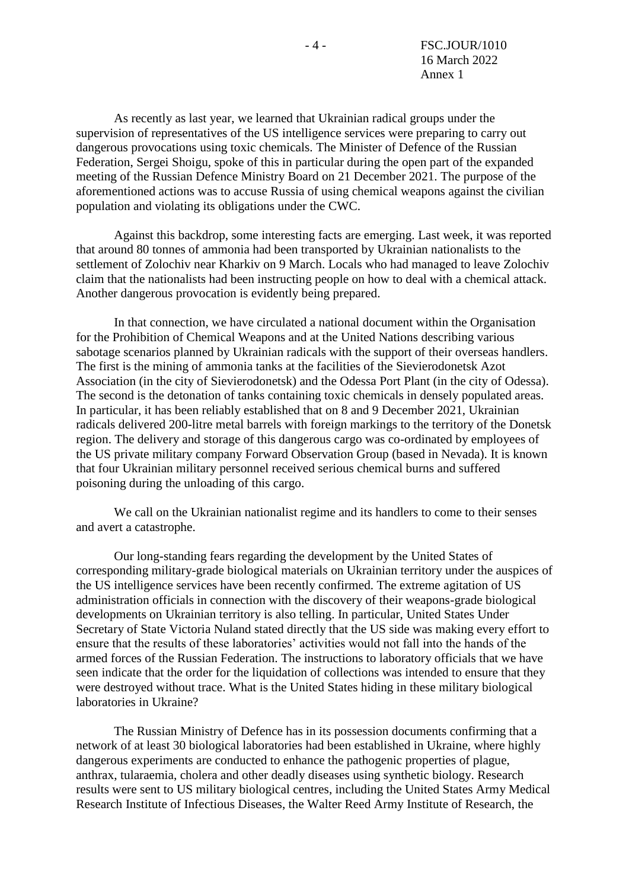As recently as last year, we learned that Ukrainian radical groups under the supervision of representatives of the US intelligence services were preparing to carry out dangerous provocations using toxic chemicals. The Minister of Defence of the Russian Federation, Sergei Shoigu, spoke of this in particular during the open part of the expanded meeting of the Russian Defence Ministry Board on 21 December 2021. The purpose of the aforementioned actions was to accuse Russia of using chemical weapons against the civilian population and violating its obligations under the CWC.

Against this backdrop, some interesting facts are emerging. Last week, it was reported that around 80 tonnes of ammonia had been transported by Ukrainian nationalists to the settlement of Zolochiv near Kharkiv on 9 March. Locals who had managed to leave Zolochiv claim that the nationalists had been instructing people on how to deal with a chemical attack. Another dangerous provocation is evidently being prepared.

In that connection, we have circulated a national document within the Organisation for the Prohibition of Chemical Weapons and at the United Nations describing various sabotage scenarios planned by Ukrainian radicals with the support of their overseas handlers. The first is the mining of ammonia tanks at the facilities of the Sievierodonetsk Azot Association (in the city of Sievierodonetsk) and the Odessa Port Plant (in the city of Odessa). The second is the detonation of tanks containing toxic chemicals in densely populated areas. In particular, it has been reliably established that on 8 and 9 December 2021, Ukrainian radicals delivered 200-litre metal barrels with foreign markings to the territory of the Donetsk region. The delivery and storage of this dangerous cargo was co-ordinated by employees of the US private military company Forward Observation Group (based in Nevada). It is known that four Ukrainian military personnel received serious chemical burns and suffered poisoning during the unloading of this cargo.

We call on the Ukrainian nationalist regime and its handlers to come to their senses and avert a catastrophe.

Our long-standing fears regarding the development by the United States of corresponding military-grade biological materials on Ukrainian territory under the auspices of the US intelligence services have been recently confirmed. The extreme agitation of US administration officials in connection with the discovery of their weapons-grade biological developments on Ukrainian territory is also telling. In particular, United States Under Secretary of State Victoria Nuland stated directly that the US side was making every effort to ensure that the results of these laboratories' activities would not fall into the hands of the armed forces of the Russian Federation. The instructions to laboratory officials that we have seen indicate that the order for the liquidation of collections was intended to ensure that they were destroyed without trace. What is the United States hiding in these military biological laboratories in Ukraine?

The Russian Ministry of Defence has in its possession documents confirming that a network of at least 30 biological laboratories had been established in Ukraine, where highly dangerous experiments are conducted to enhance the pathogenic properties of plague, anthrax, tularaemia, cholera and other deadly diseases using synthetic biology. Research results were sent to US military biological centres, including the United States Army Medical Research Institute of Infectious Diseases, the Walter Reed Army Institute of Research, the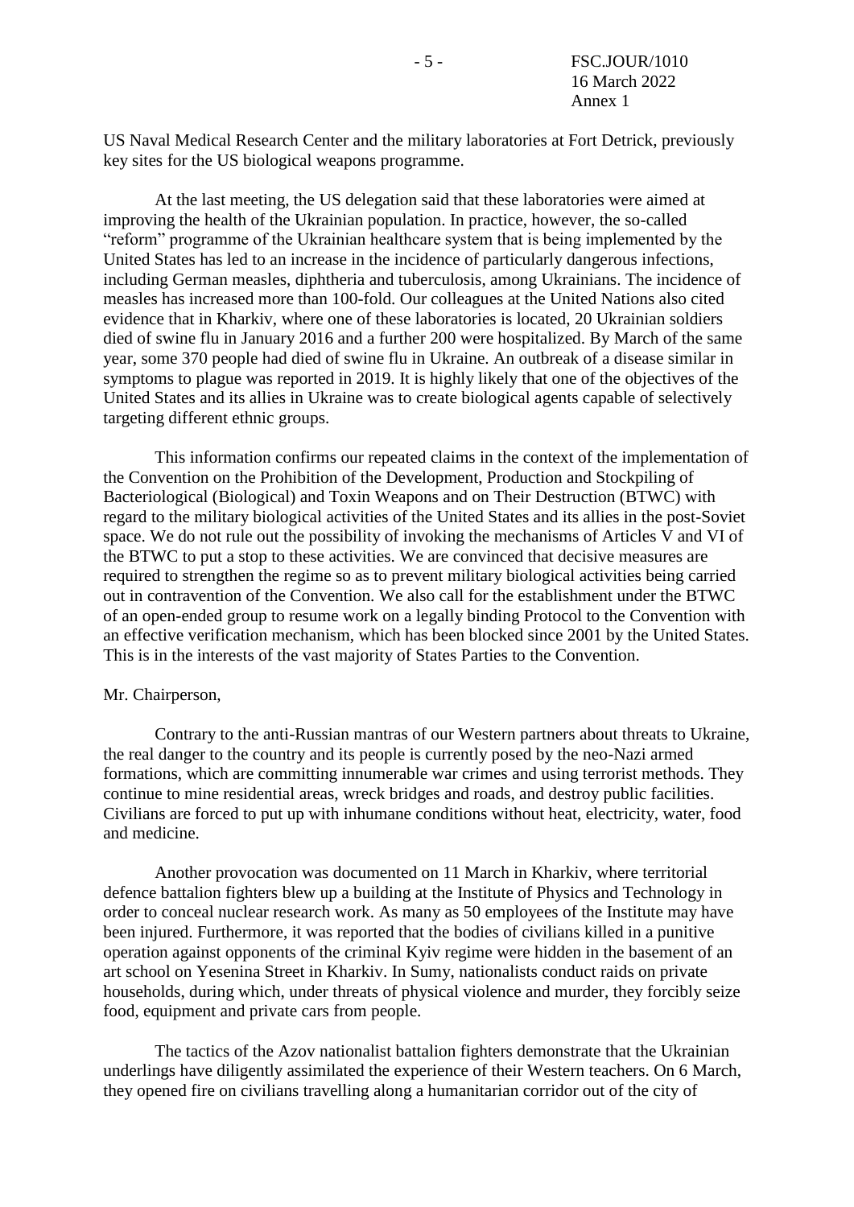US Naval Medical Research Center and the military laboratories at Fort Detrick, previously key sites for the US biological weapons programme.

At the last meeting, the US delegation said that these laboratories were aimed at improving the health of the Ukrainian population. In practice, however, the so-called "reform" programme of the Ukrainian healthcare system that is being implemented by the United States has led to an increase in the incidence of particularly dangerous infections, including German measles, diphtheria and tuberculosis, among Ukrainians. The incidence of measles has increased more than 100-fold. Our colleagues at the United Nations also cited evidence that in Kharkiv, where one of these laboratories is located, 20 Ukrainian soldiers died of swine flu in January 2016 and a further 200 were hospitalized. By March of the same year, some 370 people had died of swine flu in Ukraine. An outbreak of a disease similar in symptoms to plague was reported in 2019. It is highly likely that one of the objectives of the United States and its allies in Ukraine was to create biological agents capable of selectively targeting different ethnic groups.

This information confirms our repeated claims in the context of the implementation of the Convention on the Prohibition of the Development, Production and Stockpiling of Bacteriological (Biological) and Toxin Weapons and on Their Destruction (BTWC) with regard to the military biological activities of the United States and its allies in the post-Soviet space. We do not rule out the possibility of invoking the mechanisms of Articles V and VI of the BTWC to put a stop to these activities. We are convinced that decisive measures are required to strengthen the regime so as to prevent military biological activities being carried out in contravention of the Convention. We also call for the establishment under the BTWC of an open-ended group to resume work on a legally binding Protocol to the Convention with an effective verification mechanism, which has been blocked since 2001 by the United States. This is in the interests of the vast majority of States Parties to the Convention.

Mr. Chairperson,

Contrary to the anti-Russian mantras of our Western partners about threats to Ukraine, the real danger to the country and its people is currently posed by the neo-Nazi armed formations, which are committing innumerable war crimes and using terrorist methods. They continue to mine residential areas, wreck bridges and roads, and destroy public facilities. Civilians are forced to put up with inhumane conditions without heat, electricity, water, food and medicine.

Another provocation was documented on 11 March in Kharkiv, where territorial defence battalion fighters blew up a building at the Institute of Physics and Technology in order to conceal nuclear research work. As many as 50 employees of the Institute may have been injured. Furthermore, it was reported that the bodies of civilians killed in a punitive operation against opponents of the criminal Kyiv regime were hidden in the basement of an art school on Yesenina Street in Kharkiv. In Sumy, nationalists conduct raids on private households, during which, under threats of physical violence and murder, they forcibly seize food, equipment and private cars from people.

The tactics of the Azov nationalist battalion fighters demonstrate that the Ukrainian underlings have diligently assimilated the experience of their Western teachers. On 6 March, they opened fire on civilians travelling along a humanitarian corridor out of the city of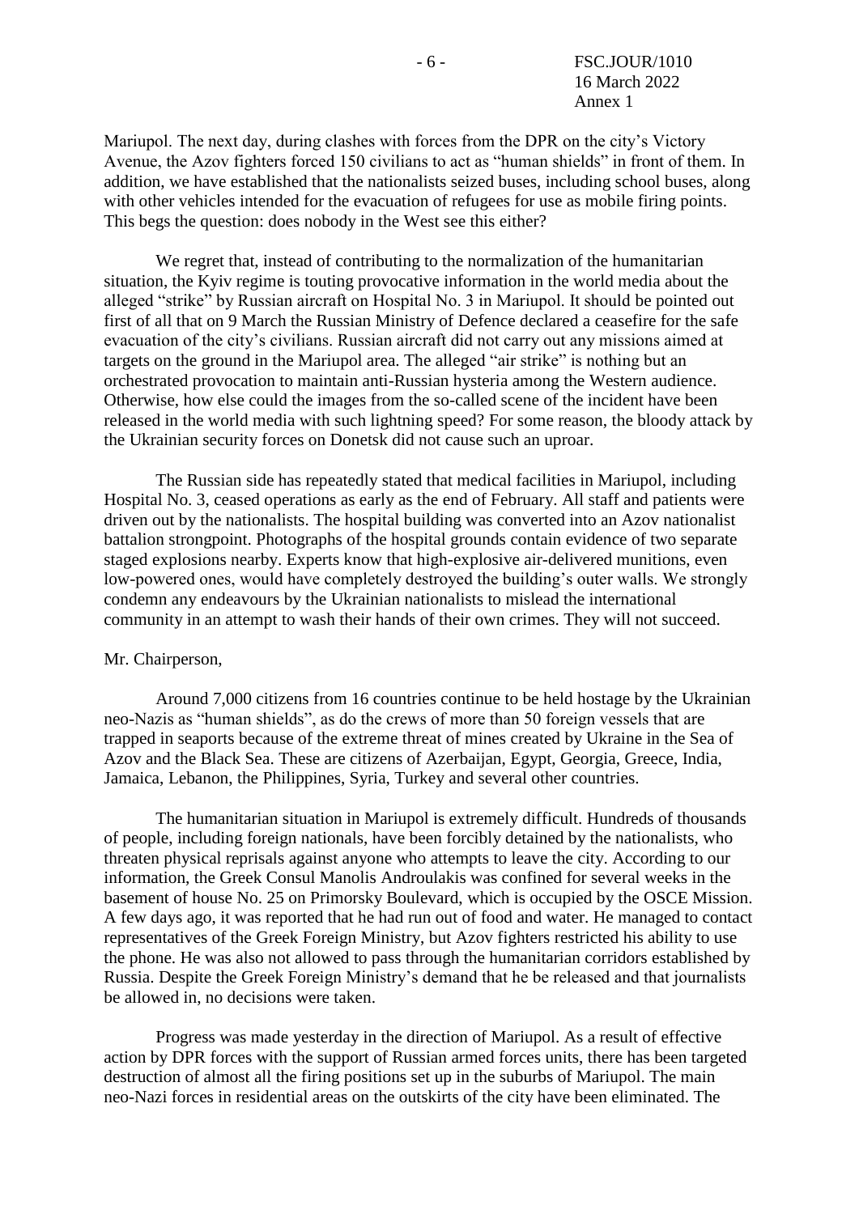Mariupol. The next day, during clashes with forces from the DPR on the city's Victory Avenue, the Azov fighters forced 150 civilians to act as "human shields" in front of them. In addition, we have established that the nationalists seized buses, including school buses, along with other vehicles intended for the evacuation of refugees for use as mobile firing points. This begs the question: does nobody in the West see this either?

We regret that, instead of contributing to the normalization of the humanitarian situation, the Kyiv regime is touting provocative information in the world media about the alleged "strike" by Russian aircraft on Hospital No. 3 in Mariupol. It should be pointed out first of all that on 9 March the Russian Ministry of Defence declared a ceasefire for the safe evacuation of the city's civilians. Russian aircraft did not carry out any missions aimed at targets on the ground in the Mariupol area. The alleged "air strike" is nothing but an orchestrated provocation to maintain anti-Russian hysteria among the Western audience. Otherwise, how else could the images from the so-called scene of the incident have been released in the world media with such lightning speed? For some reason, the bloody attack by the Ukrainian security forces on Donetsk did not cause such an uproar.

The Russian side has repeatedly stated that medical facilities in Mariupol, including Hospital No. 3, ceased operations as early as the end of February. All staff and patients were driven out by the nationalists. The hospital building was converted into an Azov nationalist battalion strongpoint. Photographs of the hospital grounds contain evidence of two separate staged explosions nearby. Experts know that high-explosive air-delivered munitions, even low-powered ones, would have completely destroyed the building's outer walls. We strongly condemn any endeavours by the Ukrainian nationalists to mislead the international community in an attempt to wash their hands of their own crimes. They will not succeed.

Mr. Chairperson,

Around 7,000 citizens from 16 countries continue to be held hostage by the Ukrainian neo-Nazis as "human shields", as do the crews of more than 50 foreign vessels that are trapped in seaports because of the extreme threat of mines created by Ukraine in the Sea of Azov and the Black Sea. These are citizens of Azerbaijan, Egypt, Georgia, Greece, India, Jamaica, Lebanon, the Philippines, Syria, Turkey and several other countries.

The humanitarian situation in Mariupol is extremely difficult. Hundreds of thousands of people, including foreign nationals, have been forcibly detained by the nationalists, who threaten physical reprisals against anyone who attempts to leave the city. According to our information, the Greek Consul Manolis Androulakis was confined for several weeks in the basement of house No. 25 on Primorsky Boulevard, which is occupied by the OSCE Mission. A few days ago, it was reported that he had run out of food and water. He managed to contact representatives of the Greek Foreign Ministry, but Azov fighters restricted his ability to use the phone. He was also not allowed to pass through the humanitarian corridors established by Russia. Despite the Greek Foreign Ministry's demand that he be released and that journalists be allowed in, no decisions were taken.

Progress was made yesterday in the direction of Mariupol. As a result of effective action by DPR forces with the support of Russian armed forces units, there has been targeted destruction of almost all the firing positions set up in the suburbs of Mariupol. The main neo-Nazi forces in residential areas on the outskirts of the city have been eliminated. The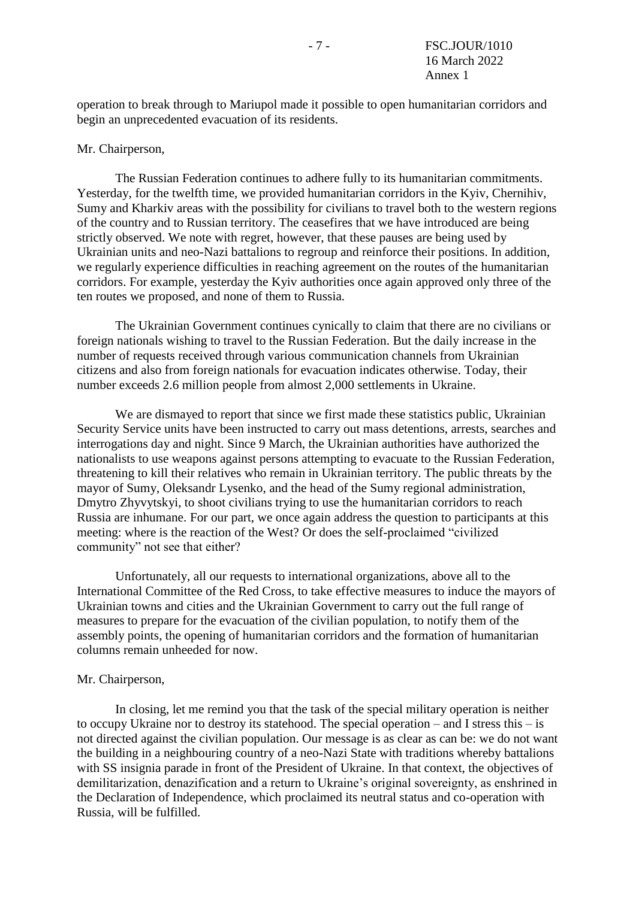operation to break through to Mariupol made it possible to open humanitarian corridors and begin an unprecedented evacuation of its residents.

Mr. Chairperson,

The Russian Federation continues to adhere fully to its humanitarian commitments. Yesterday, for the twelfth time, we provided humanitarian corridors in the Kyiv, Chernihiv, Sumy and Kharkiv areas with the possibility for civilians to travel both to the western regions of the country and to Russian territory. The ceasefires that we have introduced are being strictly observed. We note with regret, however, that these pauses are being used by Ukrainian units and neo-Nazi battalions to regroup and reinforce their positions. In addition, we regularly experience difficulties in reaching agreement on the routes of the humanitarian corridors. For example, yesterday the Kyiv authorities once again approved only three of the ten routes we proposed, and none of them to Russia.

The Ukrainian Government continues cynically to claim that there are no civilians or foreign nationals wishing to travel to the Russian Federation. But the daily increase in the number of requests received through various communication channels from Ukrainian citizens and also from foreign nationals for evacuation indicates otherwise. Today, their number exceeds 2.6 million people from almost 2,000 settlements in Ukraine.

We are dismayed to report that since we first made these statistics public, Ukrainian Security Service units have been instructed to carry out mass detentions, arrests, searches and interrogations day and night. Since 9 March, the Ukrainian authorities have authorized the nationalists to use weapons against persons attempting to evacuate to the Russian Federation, threatening to kill their relatives who remain in Ukrainian territory. The public threats by the mayor of Sumy, Oleksandr Lysenko, and the head of the Sumy regional administration, Dmytro Zhyvytskyi, to shoot civilians trying to use the humanitarian corridors to reach Russia are inhumane. For our part, we once again address the question to participants at this meeting: where is the reaction of the West? Or does the self-proclaimed "civilized community" not see that either?

Unfortunately, all our requests to international organizations, above all to the International Committee of the Red Cross, to take effective measures to induce the mayors of Ukrainian towns and cities and the Ukrainian Government to carry out the full range of measures to prepare for the evacuation of the civilian population, to notify them of the assembly points, the opening of humanitarian corridors and the formation of humanitarian columns remain unheeded for now.

Mr. Chairperson,

In closing, let me remind you that the task of the special military operation is neither to occupy Ukraine nor to destroy its statehood. The special operation – and I stress this – is not directed against the civilian population. Our message is as clear as can be: we do not want the building in a neighbouring country of a neo-Nazi State with traditions whereby battalions with SS insignia parade in front of the President of Ukraine. In that context, the objectives of demilitarization, denazification and a return to Ukraine's original sovereignty, as enshrined in the Declaration of Independence, which proclaimed its neutral status and co-operation with Russia, will be fulfilled.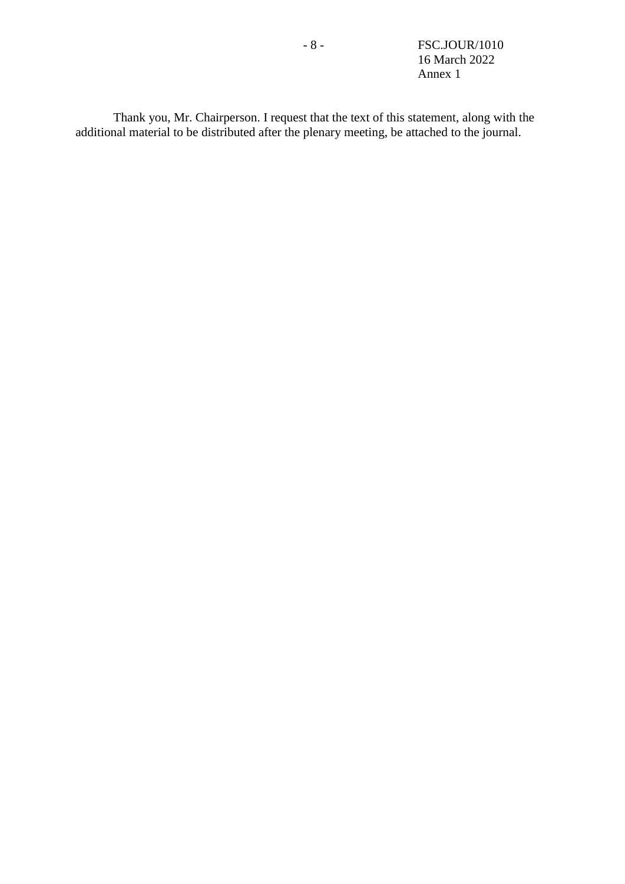Thank you, Mr. Chairperson. I request that the text of this statement, along with the additional material to be distributed after the plenary meeting, be attached to the journal.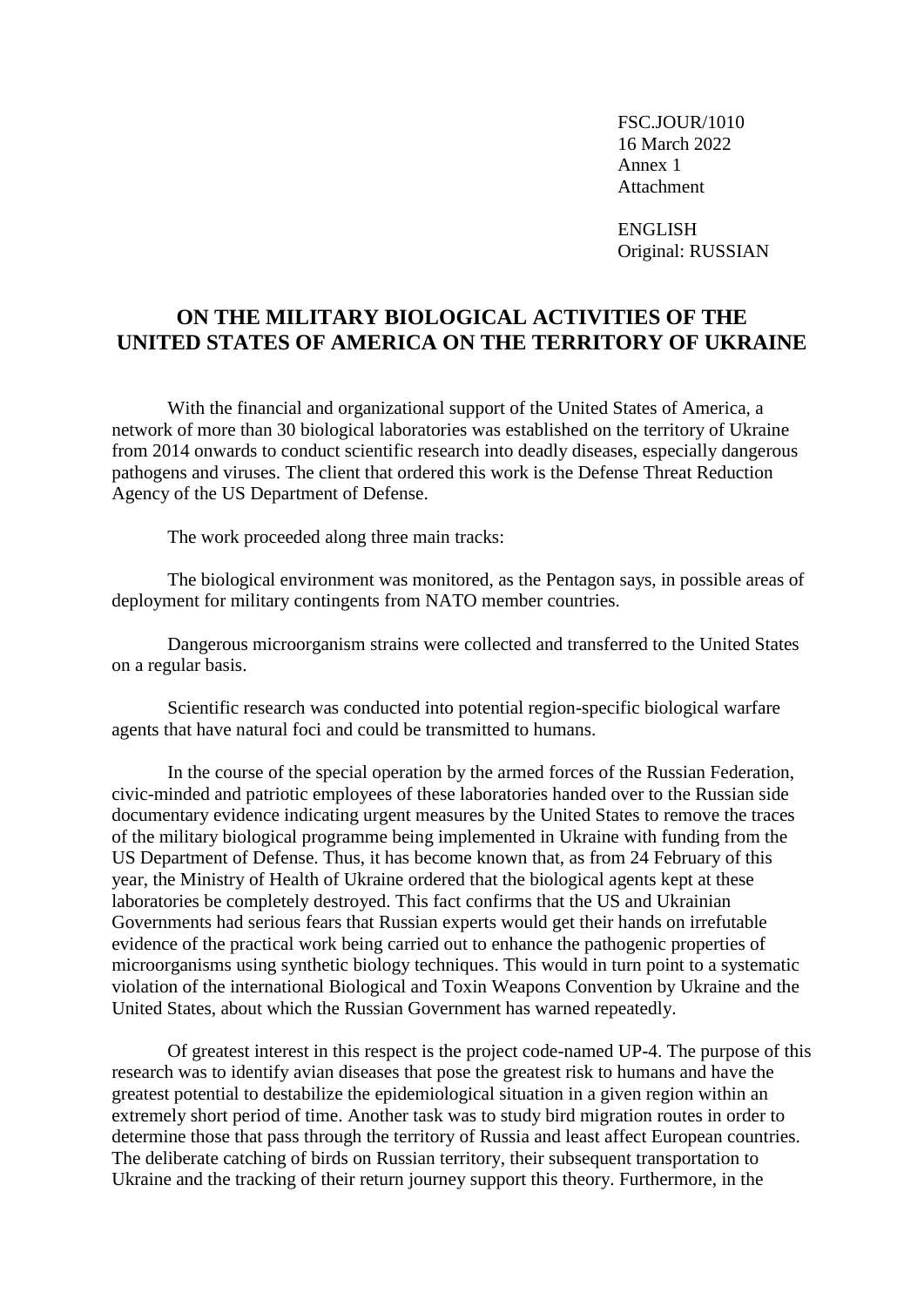FSC.JOUR/1010
16 March 2022
Annex 1
Attachment

ENGLISH
Original: RUSSIAN

# ON THE MILITARY BIOLOGICAL ACTIVITIES OF THE UNITED STATES OF AMERICA ON THE TERRITORY OF UKRAINE

With the financial and organizational support of the United States of America, a network of more than 30 biological laboratories was established on the territory of Ukraine from 2014 onwards to conduct scientific research into deadly diseases, especially dangerous pathogens and viruses. The client that ordered this work is the Defense Threat Reduction Agency of the US Department of Defense.

The work proceeded along three main tracks:

The biological environment was monitored, as the Pentagon says, in possible areas of deployment for military contingents from NATO member countries.

Dangerous microorganism strains were collected and transferred to the United States on a regular basis.

Scientific research was conducted into potential region-specific biological warfare agents that have natural foci and could be transmitted to humans.

In the course of the special operation by the armed forces of the Russian Federation, civic-minded and patriotic employees of these laboratories handed over to the Russian side documentary evidence indicating urgent measures by the United States to remove the traces of the military biological programme being implemented in Ukraine with funding from the US Department of Defense. Thus, it has become known that, as from 24 February of this year, the Ministry of Health of Ukraine ordered that the biological agents kept at these laboratories be completely destroyed. This fact confirms that the US and Ukrainian Governments had serious fears that Russian experts would get their hands on irrefutable evidence of the practical work being carried out to enhance the pathogenic properties of microorganisms using synthetic biology techniques. This would in turn point to a systematic violation of the international Biological and Toxin Weapons Convention by Ukraine and the United States, about which the Russian Government has warned repeatedly.

Of greatest interest in this respect is the project code-named UP-4. The purpose of this research was to identify avian diseases that pose the greatest risk to humans and have the greatest potential to destabilize the epidemiological situation in a given region within an extremely short period of time. Another task was to study bird migration routes in order to determine those that pass through the territory of Russia and least affect European countries. The deliberate catching of birds on Russian territory, their subsequent transportation to Ukraine and the tracking of their return journey support this theory. Furthermore, in the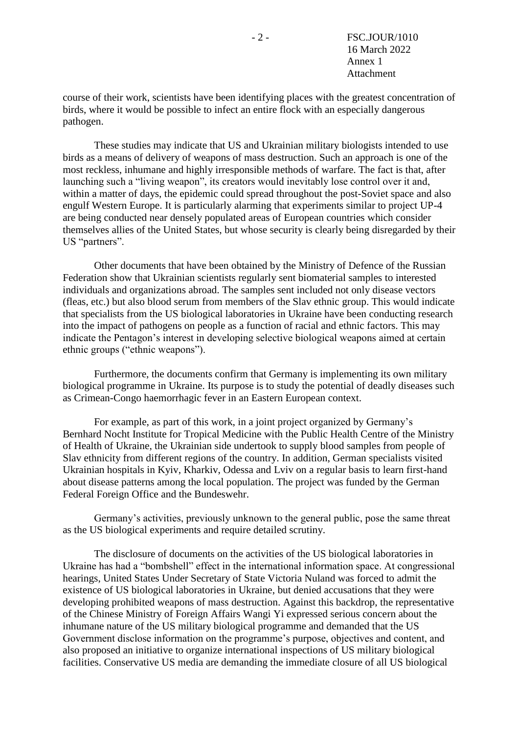course of their work, scientists have been identifying places with the greatest concentration of birds, where it would be possible to infect an entire flock with an especially dangerous pathogen.

These studies may indicate that US and Ukrainian military biologists intended to use birds as a means of delivery of weapons of mass destruction. Such an approach is one of the most reckless, inhumane and highly irresponsible methods of warfare. The fact is that, after launching such a "living weapon", its creators would inevitably lose control over it and, within a matter of days, the epidemic could spread throughout the post-Soviet space and also engulf Western Europe. It is particularly alarming that experiments similar to project UP-4 are being conducted near densely populated areas of European countries which consider themselves allies of the United States, but whose security is clearly being disregarded by their US "partners".

Other documents that have been obtained by the Ministry of Defence of the Russian Federation show that Ukrainian scientists regularly sent biomaterial samples to interested individuals and organizations abroad. The samples sent included not only disease vectors (fleas, etc.) but also blood serum from members of the Slav ethnic group. This would indicate that specialists from the US biological laboratories in Ukraine have been conducting research into the impact of pathogens on people as a function of racial and ethnic factors. This may indicate the Pentagon's interest in developing selective biological weapons aimed at certain ethnic groups ("ethnic weapons").

Furthermore, the documents confirm that Germany is implementing its own military biological programme in Ukraine. Its purpose is to study the potential of deadly diseases such as Crimean-Congo haemorrhagic fever in an Eastern European context.

For example, as part of this work, in a joint project organized by Germany's Bernhard Nocht Institute for Tropical Medicine with the Public Health Centre of the Ministry of Health of Ukraine, the Ukrainian side undertook to supply blood samples from people of Slav ethnicity from different regions of the country. In addition, German specialists visited Ukrainian hospitals in Kyiv, Kharkiv, Odessa and Lviv on a regular basis to learn first-hand about disease patterns among the local population. The project was funded by the German Federal Foreign Office and the Bundeswehr.

Germany's activities, previously unknown to the general public, pose the same threat as the US biological experiments and require detailed scrutiny.

The disclosure of documents on the activities of the US biological laboratories in Ukraine has had a "bombshell" effect in the international information space. At congressional hearings, United States Under Secretary of State Victoria Nuland was forced to admit the existence of US biological laboratories in Ukraine, but denied accusations that they were developing prohibited weapons of mass destruction. Against this backdrop, the representative of the Chinese Ministry of Foreign Affairs Wangi Yi expressed serious concern about the inhumane nature of the US military biological programme and demanded that the US Government disclose information on the programme's purpose, objectives and content, and also proposed an initiative to organize international inspections of US military biological facilities. Conservative US media are demanding the immediate closure of all US biological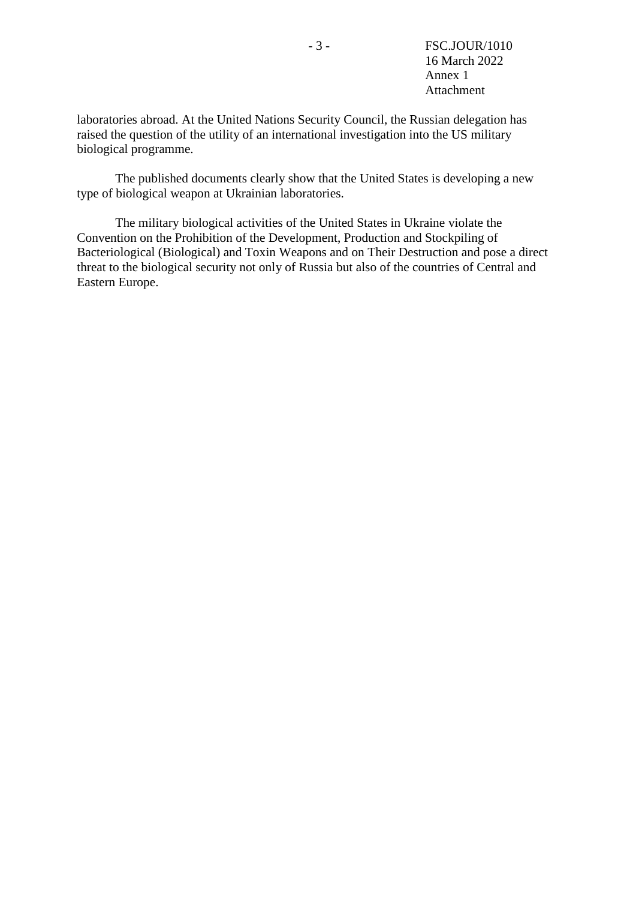laboratories abroad. At the United Nations Security Council, the Russian delegation has raised the question of the utility of an international investigation into the US military biological programme.

The published documents clearly show that the United States is developing a new type of biological weapon at Ukrainian laboratories.

The military biological activities of the United States in Ukraine violate the Convention on the Prohibition of the Development, Production and Stockpiling of Bacteriological (Biological) and Toxin Weapons and on Their Destruction and pose a direct threat to the biological security not only of Russia but also of the countries of Central and Eastern Europe.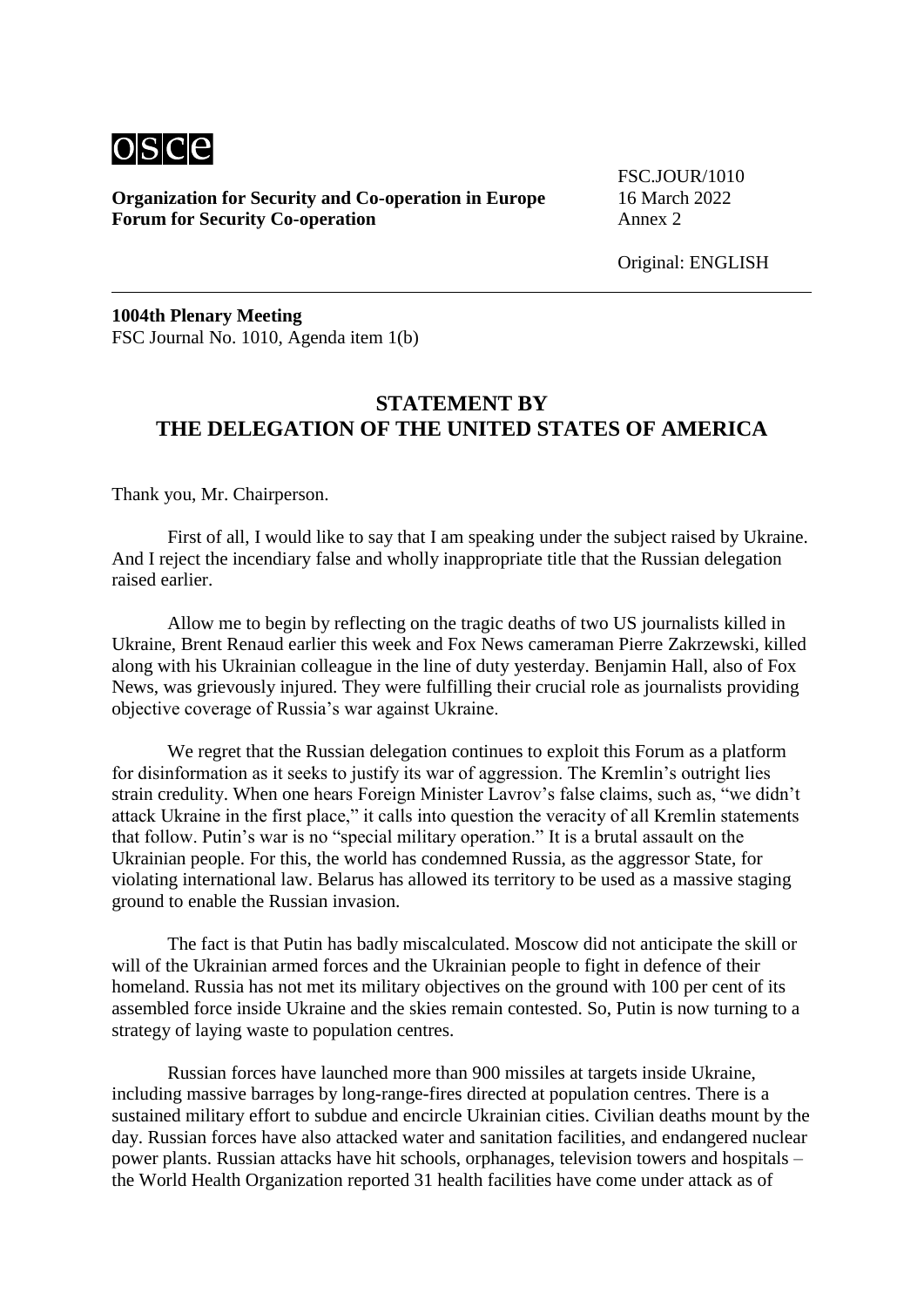**Organization for Security and Co-operation in Europe**
**Forum for Security Co-operation**

FSC.JOUR/1010
16 March 2022
Annex 2

Original: ENGLISH

---

**1004th Plenary Meeting**
FSC Journal No. 1010, Agenda item 1(b)

## STATEMENT BY THE DELEGATION OF THE UNITED STATES OF AMERICA

Thank you, Mr. Chairperson.

First of all, I would like to say that I am speaking under the subject raised by Ukraine. And I reject the incendiary false and wholly inappropriate title that the Russian delegation raised earlier.

Allow me to begin by reflecting on the tragic deaths of two US journalists killed in Ukraine, Brent Renaud earlier this week and Fox News cameraman Pierre Zakrzewski, killed along with his Ukrainian colleague in the line of duty yesterday. Benjamin Hall, also of Fox News, was grievously injured. They were fulfilling their crucial role as journalists providing objective coverage of Russia's war against Ukraine.

We regret that the Russian delegation continues to exploit this Forum as a platform for disinformation as it seeks to justify its war of aggression. The Kremlin's outright lies strain credulity. When one hears Foreign Minister Lavrov's false claims, such as, "we didn't attack Ukraine in the first place," it calls into question the veracity of all Kremlin statements that follow. Putin's war is no "special military operation." It is a brutal assault on the Ukrainian people. For this, the world has condemned Russia, as the aggressor State, for violating international law. Belarus has allowed its territory to be used as a massive staging ground to enable the Russian invasion.

The fact is that Putin has badly miscalculated. Moscow did not anticipate the skill or will of the Ukrainian armed forces and the Ukrainian people to fight in defence of their homeland. Russia has not met its military objectives on the ground with 100 per cent of its assembled force inside Ukraine and the skies remain contested. So, Putin is now turning to a strategy of laying waste to population centres.

Russian forces have launched more than 900 missiles at targets inside Ukraine, including massive barrages by long-range-fires directed at population centres. There is a sustained military effort to subdue and encircle Ukrainian cities. Civilian deaths mount by the day. Russian forces have also attacked water and sanitation facilities, and endangered nuclear power plants. Russian attacks have hit schools, orphanages, television towers and hospitals – the World Health Organization reported 31 health facilities have come under attack as of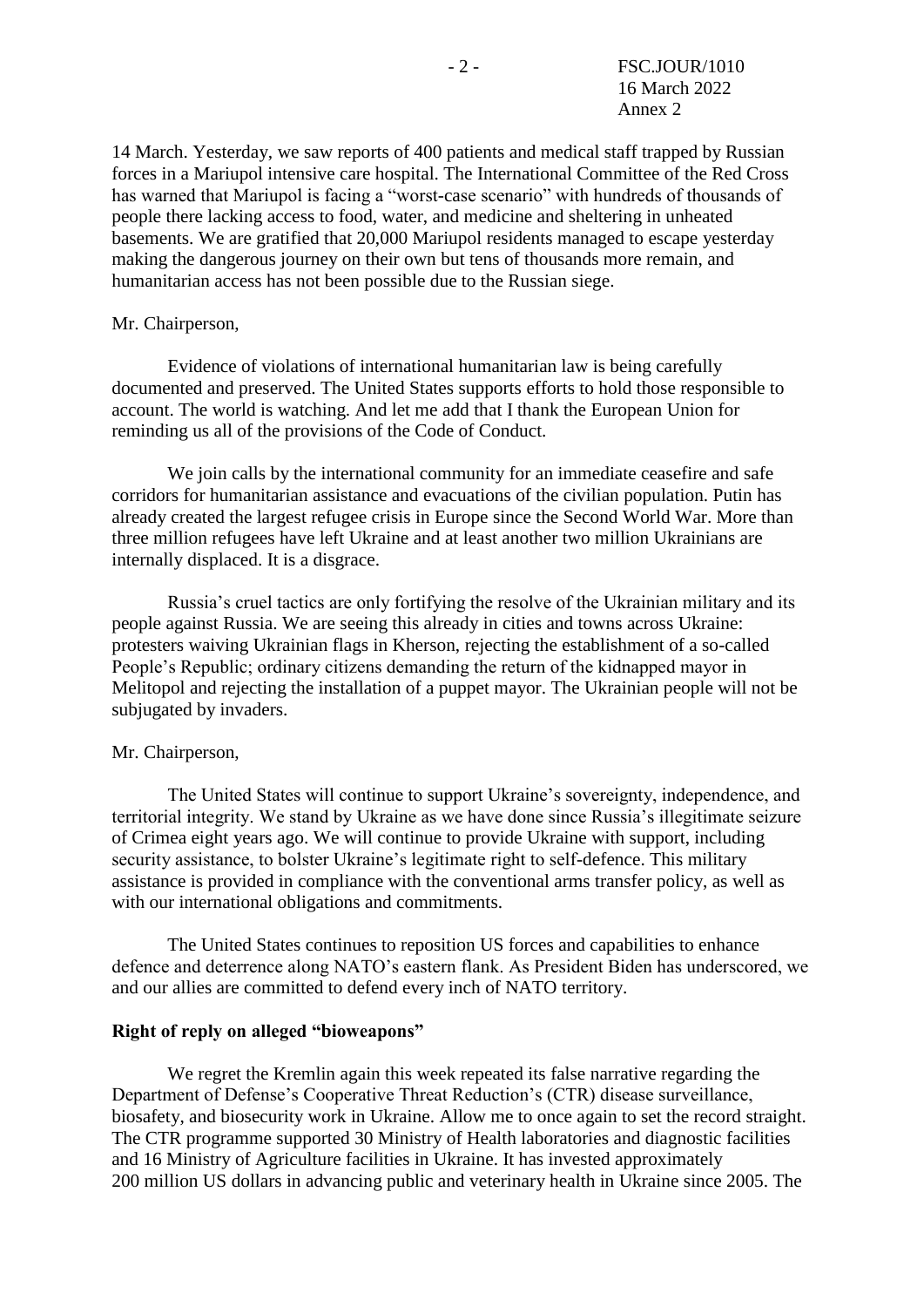14 March. Yesterday, we saw reports of 400 patients and medical staff trapped by Russian forces in a Mariupol intensive care hospital. The International Committee of the Red Cross has warned that Mariupol is facing a "worst-case scenario" with hundreds of thousands of people there lacking access to food, water, and medicine and sheltering in unheated basements. We are gratified that 20,000 Mariupol residents managed to escape yesterday making the dangerous journey on their own but tens of thousands more remain, and humanitarian access has not been possible due to the Russian siege.

Mr. Chairperson,

Evidence of violations of international humanitarian law is being carefully documented and preserved. The United States supports efforts to hold those responsible to account. The world is watching. And let me add that I thank the European Union for reminding us all of the provisions of the Code of Conduct.

We join calls by the international community for an immediate ceasefire and safe corridors for humanitarian assistance and evacuations of the civilian population. Putin has already created the largest refugee crisis in Europe since the Second World War. More than three million refugees have left Ukraine and at least another two million Ukrainians are internally displaced. It is a disgrace.

Russia's cruel tactics are only fortifying the resolve of the Ukrainian military and its people against Russia. We are seeing this already in cities and towns across Ukraine: protesters waiving Ukrainian flags in Kherson, rejecting the establishment of a so-called People's Republic; ordinary citizens demanding the return of the kidnapped mayor in Melitopol and rejecting the installation of a puppet mayor. The Ukrainian people will not be subjugated by invaders.

Mr. Chairperson,

The United States will continue to support Ukraine's sovereignty, independence, and territorial integrity. We stand by Ukraine as we have done since Russia's illegitimate seizure of Crimea eight years ago. We will continue to provide Ukraine with support, including security assistance, to bolster Ukraine's legitimate right to self-defence. This military assistance is provided in compliance with the conventional arms transfer policy, as well as with our international obligations and commitments.

The United States continues to reposition US forces and capabilities to enhance defence and deterrence along NATO's eastern flank. As President Biden has underscored, we and our allies are committed to defend every inch of NATO territory.

**Right of reply on alleged "bioweapons"**

We regret the Kremlin again this week repeated its false narrative regarding the Department of Defense's Cooperative Threat Reduction's (CTR) disease surveillance, biosafety, and biosecurity work in Ukraine. Allow me to once again to set the record straight. The CTR programme supported 30 Ministry of Health laboratories and diagnostic facilities and 16 Ministry of Agriculture facilities in Ukraine. It has invested approximately 200 million US dollars in advancing public and veterinary health in Ukraine since 2005. The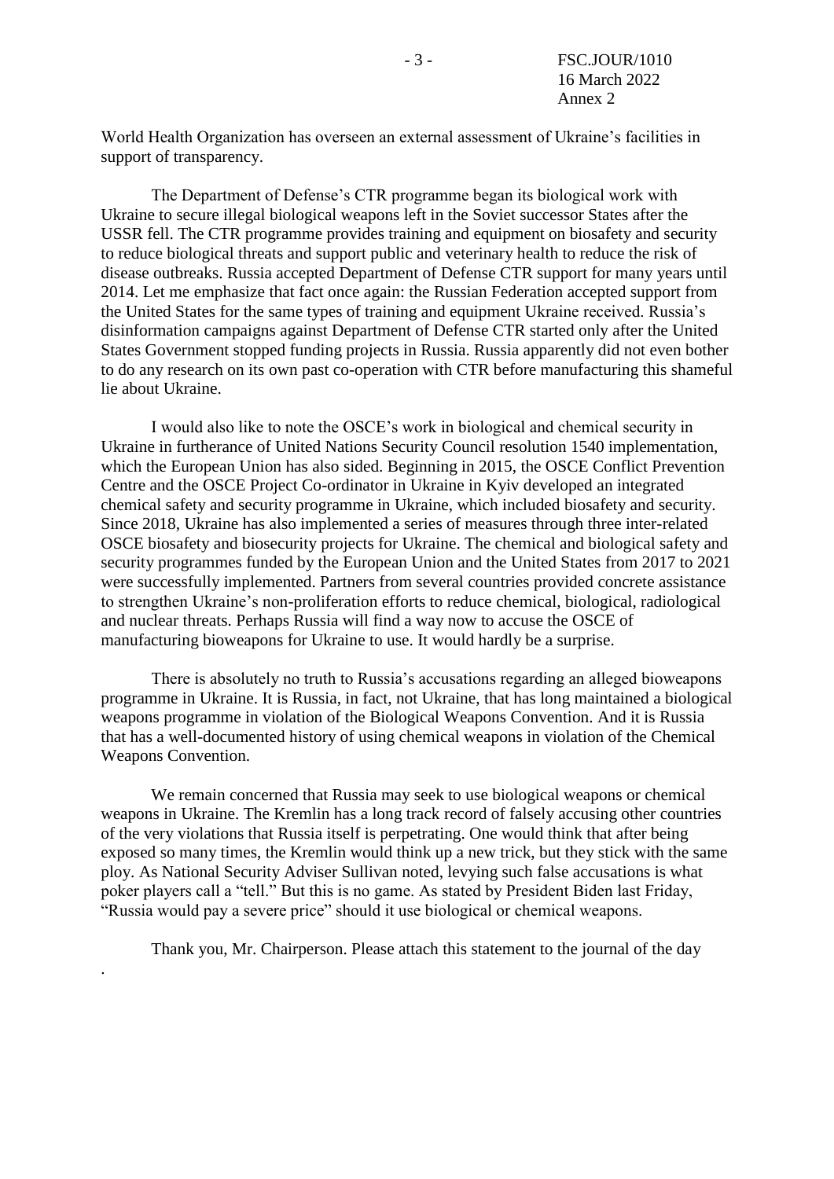World Health Organization has overseen an external assessment of Ukraine's facilities in support of transparency.

The Department of Defense's CTR programme began its biological work with Ukraine to secure illegal biological weapons left in the Soviet successor States after the USSR fell. The CTR programme provides training and equipment on biosafety and security to reduce biological threats and support public and veterinary health to reduce the risk of disease outbreaks. Russia accepted Department of Defense CTR support for many years until 2014. Let me emphasize that fact once again: the Russian Federation accepted support from the United States for the same types of training and equipment Ukraine received. Russia's disinformation campaigns against Department of Defense CTR started only after the United States Government stopped funding projects in Russia. Russia apparently did not even bother to do any research on its own past co-operation with CTR before manufacturing this shameful lie about Ukraine.

I would also like to note the OSCE's work in biological and chemical security in Ukraine in furtherance of United Nations Security Council resolution 1540 implementation, which the European Union has also sided. Beginning in 2015, the OSCE Conflict Prevention Centre and the OSCE Project Co-ordinator in Ukraine in Kyiv developed an integrated chemical safety and security programme in Ukraine, which included biosafety and security. Since 2018, Ukraine has also implemented a series of measures through three inter-related OSCE biosafety and biosecurity projects for Ukraine. The chemical and biological safety and security programmes funded by the European Union and the United States from 2017 to 2021 were successfully implemented. Partners from several countries provided concrete assistance to strengthen Ukraine's non-proliferation efforts to reduce chemical, biological, radiological and nuclear threats. Perhaps Russia will find a way now to accuse the OSCE of manufacturing bioweapons for Ukraine to use. It would hardly be a surprise.

There is absolutely no truth to Russia's accusations regarding an alleged bioweapons programme in Ukraine. It is Russia, in fact, not Ukraine, that has long maintained a biological weapons programme in violation of the Biological Weapons Convention. And it is Russia that has a well-documented history of using chemical weapons in violation of the Chemical Weapons Convention.

We remain concerned that Russia may seek to use biological weapons or chemical weapons in Ukraine. The Kremlin has a long track record of falsely accusing other countries of the very violations that Russia itself is perpetrating. One would think that after being exposed so many times, the Kremlin would think up a new trick, but they stick with the same ploy. As National Security Adviser Sullivan noted, levying such false accusations is what poker players call a "tell." But this is no game. As stated by President Biden last Friday, "Russia would pay a severe price" should it use biological or chemical weapons.

Thank you, Mr. Chairperson. Please attach this statement to the journal of the day.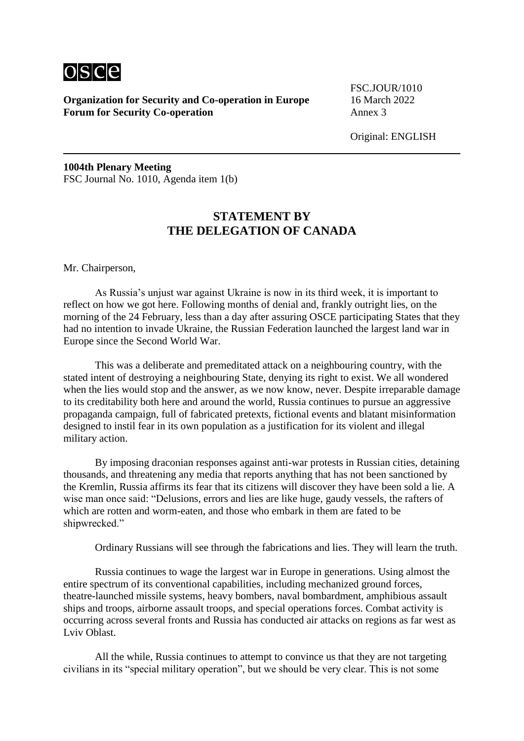**Organization for Security and Co-operation in Europe**
**Forum for Security Co-operation**

FSC.JOUR/1010
16 March 2022
Annex 3

Original: ENGLISH

**1004th Plenary Meeting**
FSC Journal No. 1010, Agenda item 1(b)

## STATEMENT BY THE DELEGATION OF CANADA

Mr. Chairperson,

As Russia's unjust war against Ukraine is now in its third week, it is important to reflect on how we got here. Following months of denial and, frankly outright lies, on the morning of the 24 February, less than a day after assuring OSCE participating States that they had no intention to invade Ukraine, the Russian Federation launched the largest land war in Europe since the Second World War.

This was a deliberate and premeditated attack on a neighbouring country, with the stated intent of destroying a neighbouring State, denying its right to exist. We all wondered when the lies would stop and the answer, as we now know, never. Despite irreparable damage to its creditability both here and around the world, Russia continues to pursue an aggressive propaganda campaign, full of fabricated pretexts, fictional events and blatant misinformation designed to instil fear in its own population as a justification for its violent and illegal military action.

By imposing draconian responses against anti-war protests in Russian cities, detaining thousands, and threatening any media that reports anything that has not been sanctioned by the Kremlin, Russia affirms its fear that its citizens will discover they have been sold a lie. A wise man once said: "Delusions, errors and lies are like huge, gaudy vessels, the rafters of which are rotten and worm-eaten, and those who embark in them are fated to be shipwrecked."

Ordinary Russians will see through the fabrications and lies. They will learn the truth.

Russia continues to wage the largest war in Europe in generations. Using almost the entire spectrum of its conventional capabilities, including mechanized ground forces, theatre-launched missile systems, heavy bombers, naval bombardment, amphibious assault ships and troops, airborne assault troops, and special operations forces. Combat activity is occurring across several fronts and Russia has conducted air attacks on regions as far west as Lviv Oblast.

All the while, Russia continues to attempt to convince us that they are not targeting civilians in its "special military operation", but we should be very clear. This is not some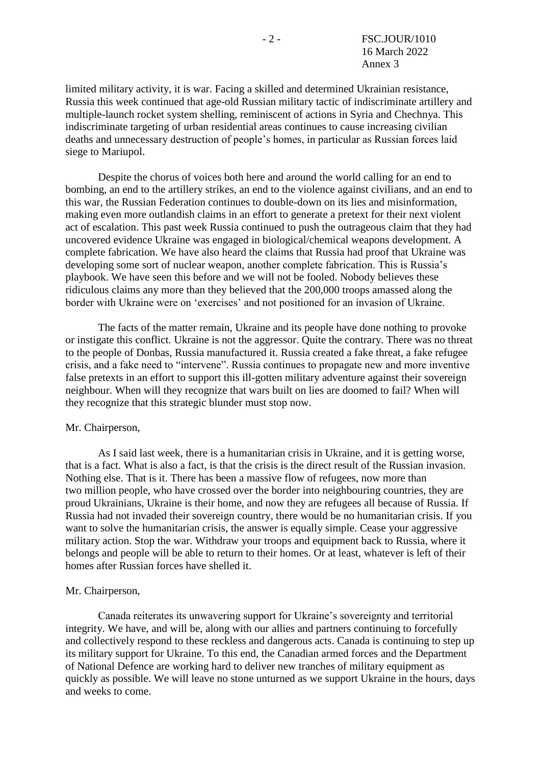limited military activity, it is war. Facing a skilled and determined Ukrainian resistance, Russia this week continued that age-old Russian military tactic of indiscriminate artillery and multiple-launch rocket system shelling, reminiscent of actions in Syria and Chechnya. This indiscriminate targeting of urban residential areas continues to cause increasing civilian deaths and unnecessary destruction of people's homes, in particular as Russian forces laid siege to Mariupol.

Despite the chorus of voices both here and around the world calling for an end to bombing, an end to the artillery strikes, an end to the violence against civilians, and an end to this war, the Russian Federation continues to double-down on its lies and misinformation, making even more outlandish claims in an effort to generate a pretext for their next violent act of escalation. This past week Russia continued to push the outrageous claim that they had uncovered evidence Ukraine was engaged in biological/chemical weapons development. A complete fabrication. We have also heard the claims that Russia had proof that Ukraine was developing some sort of nuclear weapon, another complete fabrication. This is Russia's playbook. We have seen this before and we will not be fooled. Nobody believes these ridiculous claims any more than they believed that the 200,000 troops amassed along the border with Ukraine were on 'exercises' and not positioned for an invasion of Ukraine.

The facts of the matter remain, Ukraine and its people have done nothing to provoke or instigate this conflict. Ukraine is not the aggressor. Quite the contrary. There was no threat to the people of Donbas, Russia manufactured it. Russia created a fake threat, a fake refugee crisis, and a fake need to "intervene". Russia continues to propagate new and more inventive false pretexts in an effort to support this ill-gotten military adventure against their sovereign neighbour. When will they recognize that wars built on lies are doomed to fail? When will they recognize that this strategic blunder must stop now.

Mr. Chairperson,

As I said last week, there is a humanitarian crisis in Ukraine, and it is getting worse, that is a fact. What is also a fact, is that the crisis is the direct result of the Russian invasion. Nothing else. That is it. There has been a massive flow of refugees, now more than two million people, who have crossed over the border into neighbouring countries, they are proud Ukrainians, Ukraine is their home, and now they are refugees all because of Russia. If Russia had not invaded their sovereign country, there would be no humanitarian crisis. If you want to solve the humanitarian crisis, the answer is equally simple. Cease your aggressive military action. Stop the war. Withdraw your troops and equipment back to Russia, where it belongs and people will be able to return to their homes. Or at least, whatever is left of their homes after Russian forces have shelled it.

Mr. Chairperson,

Canada reiterates its unwavering support for Ukraine's sovereignty and territorial integrity. We have, and will be, along with our allies and partners continuing to forcefully and collectively respond to these reckless and dangerous acts. Canada is continuing to step up its military support for Ukraine. To this end, the Canadian armed forces and the Department of National Defence are working hard to deliver new tranches of military equipment as quickly as possible. We will leave no stone unturned as we support Ukraine in the hours, days and weeks to come.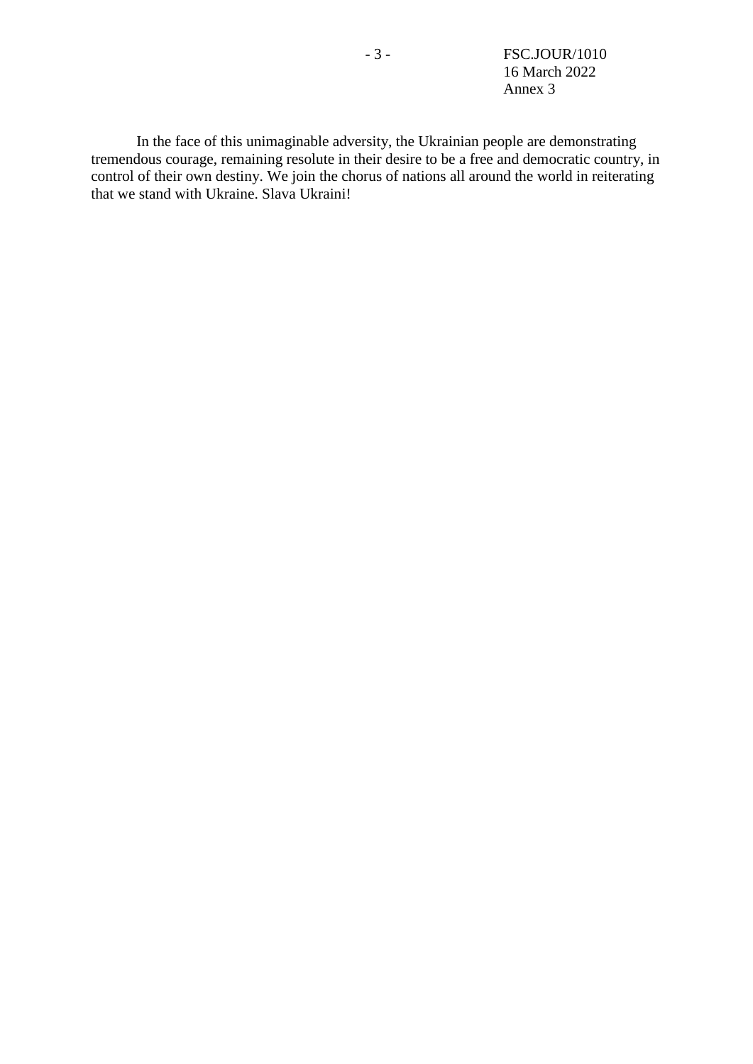In the face of this unimaginable adversity, the Ukrainian people are demonstrating tremendous courage, remaining resolute in their desire to be a free and democratic country, in control of their own destiny. We join the chorus of nations all around the world in reiterating that we stand with Ukraine. Slava Ukraini!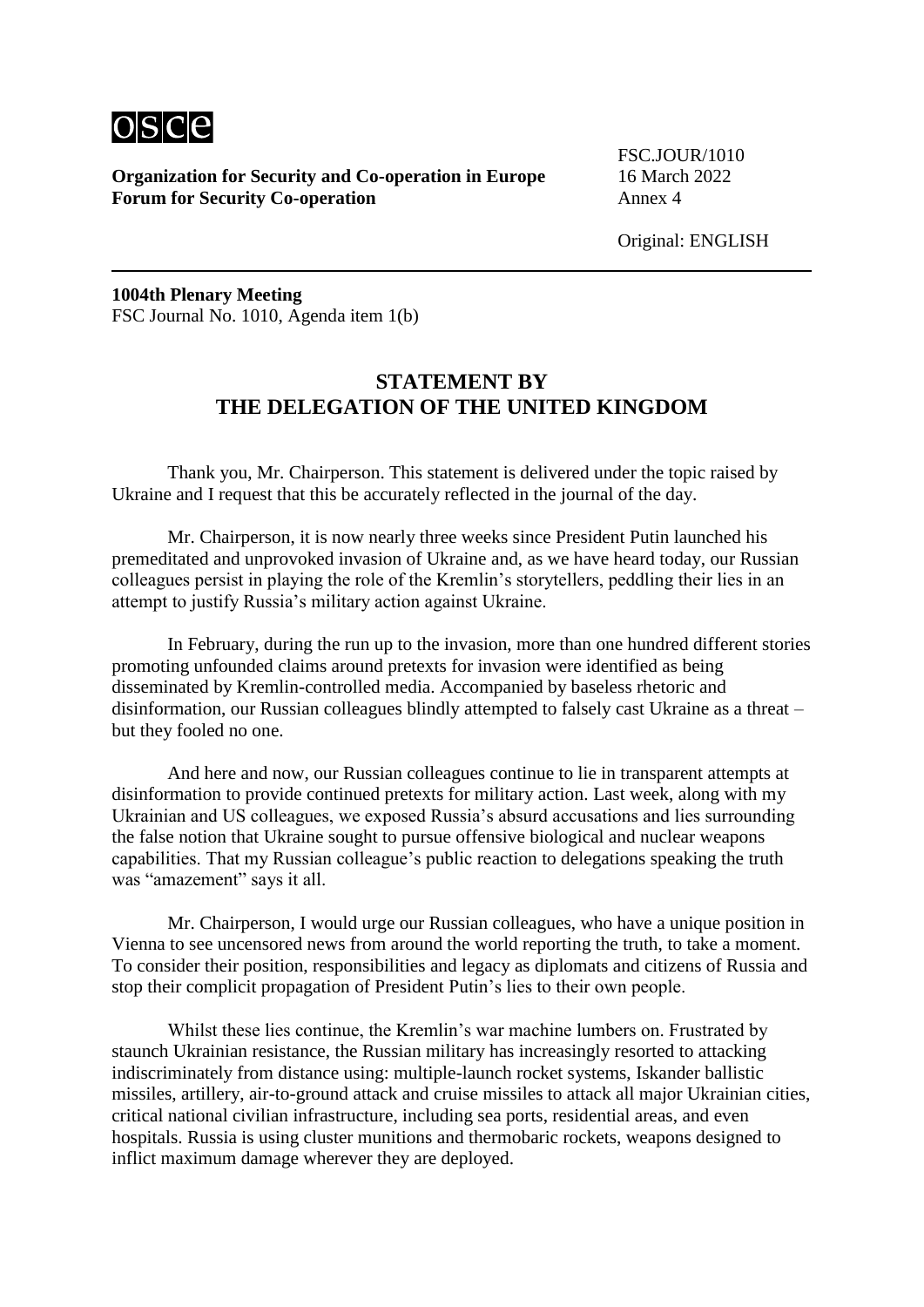**Organization for Security and Co-operation in Europe**
**Forum for Security Co-operation**

FSC.JOUR/1010
16 March 2022
Annex 4

Original: ENGLISH

**1004th Plenary Meeting**
FSC Journal No. 1010, Agenda item 1(b)

## STATEMENT BY THE DELEGATION OF THE UNITED KINGDOM

Thank you, Mr. Chairperson. This statement is delivered under the topic raised by Ukraine and I request that this be accurately reflected in the journal of the day.

Mr. Chairperson, it is now nearly three weeks since President Putin launched his premeditated and unprovoked invasion of Ukraine and, as we have heard today, our Russian colleagues persist in playing the role of the Kremlin's storytellers, peddling their lies in an attempt to justify Russia's military action against Ukraine.

In February, during the run up to the invasion, more than one hundred different stories promoting unfounded claims around pretexts for invasion were identified as being disseminated by Kremlin-controlled media. Accompanied by baseless rhetoric and disinformation, our Russian colleagues blindly attempted to falsely cast Ukraine as a threat – but they fooled no one.

And here and now, our Russian colleagues continue to lie in transparent attempts at disinformation to provide continued pretexts for military action. Last week, along with my Ukrainian and US colleagues, we exposed Russia's absurd accusations and lies surrounding the false notion that Ukraine sought to pursue offensive biological and nuclear weapons capabilities. That my Russian colleague's public reaction to delegations speaking the truth was "amazement" says it all.

Mr. Chairperson, I would urge our Russian colleagues, who have a unique position in Vienna to see uncensored news from around the world reporting the truth, to take a moment. To consider their position, responsibilities and legacy as diplomats and citizens of Russia and stop their complicit propagation of President Putin's lies to their own people.

Whilst these lies continue, the Kremlin's war machine lumbers on. Frustrated by staunch Ukrainian resistance, the Russian military has increasingly resorted to attacking indiscriminately from distance using: multiple-launch rocket systems, Iskander ballistic missiles, artillery, air-to-ground attack and cruise missiles to attack all major Ukrainian cities, critical national civilian infrastructure, including sea ports, residential areas, and even hospitals. Russia is using cluster munitions and thermobaric rockets, weapons designed to inflict maximum damage wherever they are deployed.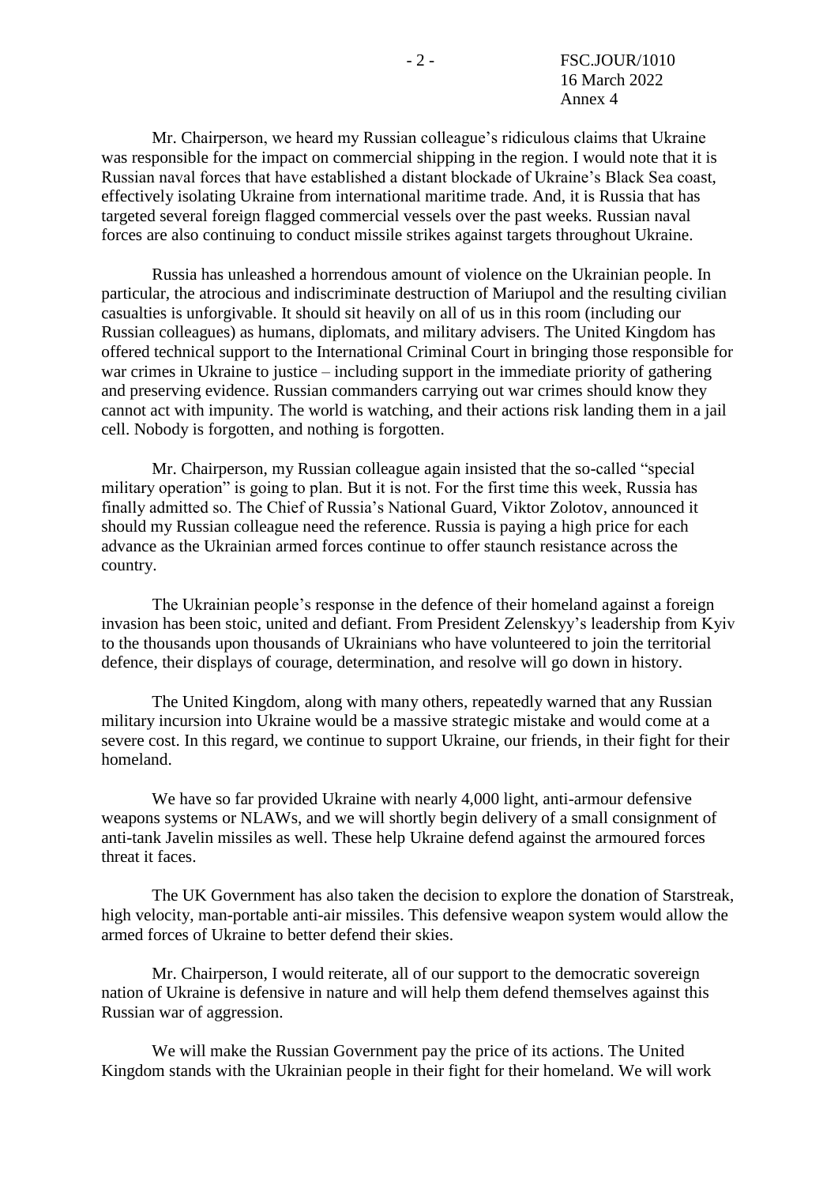Mr. Chairperson, we heard my Russian colleague's ridiculous claims that Ukraine was responsible for the impact on commercial shipping in the region. I would note that it is Russian naval forces that have established a distant blockade of Ukraine's Black Sea coast, effectively isolating Ukraine from international maritime trade. And, it is Russia that has targeted several foreign flagged commercial vessels over the past weeks. Russian naval forces are also continuing to conduct missile strikes against targets throughout Ukraine.

Russia has unleashed a horrendous amount of violence on the Ukrainian people. In particular, the atrocious and indiscriminate destruction of Mariupol and the resulting civilian casualties is unforgivable. It should sit heavily on all of us in this room (including our Russian colleagues) as humans, diplomats, and military advisers. The United Kingdom has offered technical support to the International Criminal Court in bringing those responsible for war crimes in Ukraine to justice – including support in the immediate priority of gathering and preserving evidence. Russian commanders carrying out war crimes should know they cannot act with impunity. The world is watching, and their actions risk landing them in a jail cell. Nobody is forgotten, and nothing is forgotten.

Mr. Chairperson, my Russian colleague again insisted that the so-called "special military operation" is going to plan. But it is not. For the first time this week, Russia has finally admitted so. The Chief of Russia's National Guard, Viktor Zolotov, announced it should my Russian colleague need the reference. Russia is paying a high price for each advance as the Ukrainian armed forces continue to offer staunch resistance across the country.

The Ukrainian people's response in the defence of their homeland against a foreign invasion has been stoic, united and defiant. From President Zelenskyy's leadership from Kyiv to the thousands upon thousands of Ukrainians who have volunteered to join the territorial defence, their displays of courage, determination, and resolve will go down in history.

The United Kingdom, along with many others, repeatedly warned that any Russian military incursion into Ukraine would be a massive strategic mistake and would come at a severe cost. In this regard, we continue to support Ukraine, our friends, in their fight for their homeland.

We have so far provided Ukraine with nearly 4,000 light, anti-armour defensive weapons systems or NLAWs, and we will shortly begin delivery of a small consignment of anti-tank Javelin missiles as well. These help Ukraine defend against the armoured forces threat it faces.

The UK Government has also taken the decision to explore the donation of Starstreak, high velocity, man-portable anti-air missiles. This defensive weapon system would allow the armed forces of Ukraine to better defend their skies.

Mr. Chairperson, I would reiterate, all of our support to the democratic sovereign nation of Ukraine is defensive in nature and will help them defend themselves against this Russian war of aggression.

We will make the Russian Government pay the price of its actions. The United Kingdom stands with the Ukrainian people in their fight for their homeland. We will work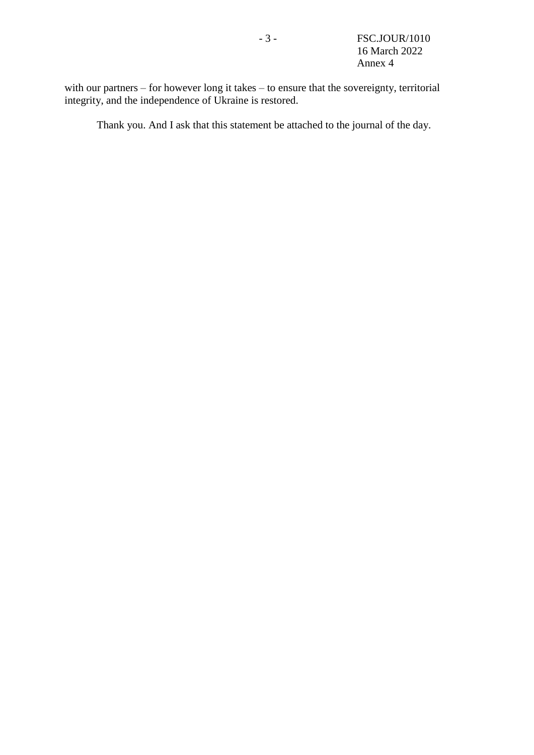with our partners – for however long it takes – to ensure that the sovereignty, territorial integrity, and the independence of Ukraine is restored.

Thank you. And I ask that this statement be attached to the journal of the day.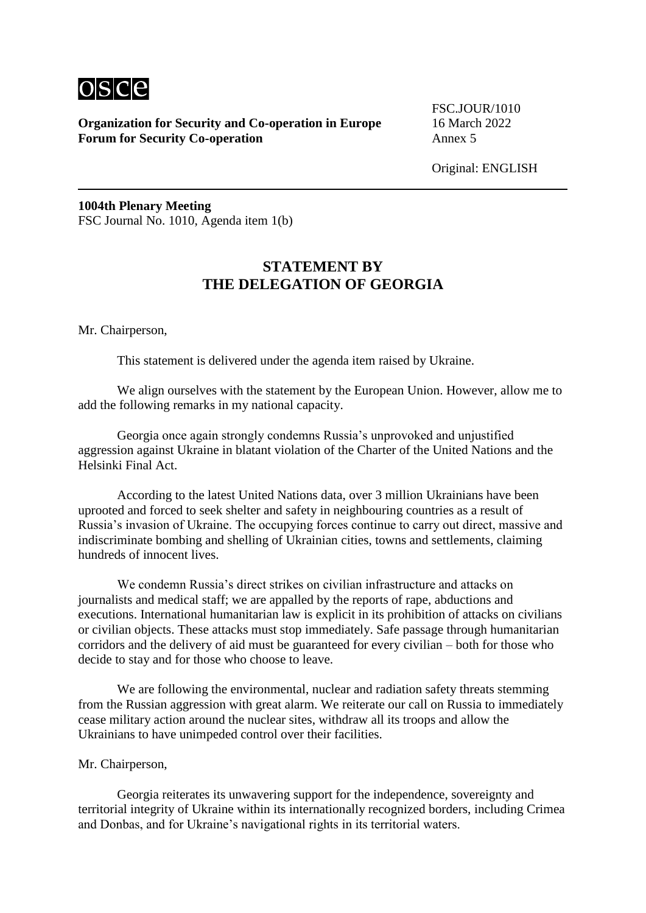osce

**Organization for Security and Co-operation in Europe**
**Forum for Security Co-operation**

FSC.JOUR/1010
16 March 2022
Annex 5

Original: ENGLISH

**1004th Plenary Meeting**
FSC Journal No. 1010, Agenda item 1(b)

## STATEMENT BY THE DELEGATION OF GEORGIA

Mr. Chairperson,

This statement is delivered under the agenda item raised by Ukraine.

We align ourselves with the statement by the European Union. However, allow me to add the following remarks in my national capacity.

Georgia once again strongly condemns Russia's unprovoked and unjustified aggression against Ukraine in blatant violation of the Charter of the United Nations and the Helsinki Final Act.

According to the latest United Nations data, over 3 million Ukrainians have been uprooted and forced to seek shelter and safety in neighbouring countries as a result of Russia's invasion of Ukraine. The occupying forces continue to carry out direct, massive and indiscriminate bombing and shelling of Ukrainian cities, towns and settlements, claiming hundreds of innocent lives.

We condemn Russia's direct strikes on civilian infrastructure and attacks on journalists and medical staff; we are appalled by the reports of rape, abductions and executions. International humanitarian law is explicit in its prohibition of attacks on civilians or civilian objects. These attacks must stop immediately. Safe passage through humanitarian corridors and the delivery of aid must be guaranteed for every civilian – both for those who decide to stay and for those who choose to leave.

We are following the environmental, nuclear and radiation safety threats stemming from the Russian aggression with great alarm. We reiterate our call on Russia to immediately cease military action around the nuclear sites, withdraw all its troops and allow the Ukrainians to have unimpeded control over their facilities.

Mr. Chairperson,

Georgia reiterates its unwavering support for the independence, sovereignty and territorial integrity of Ukraine within its internationally recognized borders, including Crimea and Donbas, and for Ukraine's navigational rights in its territorial waters.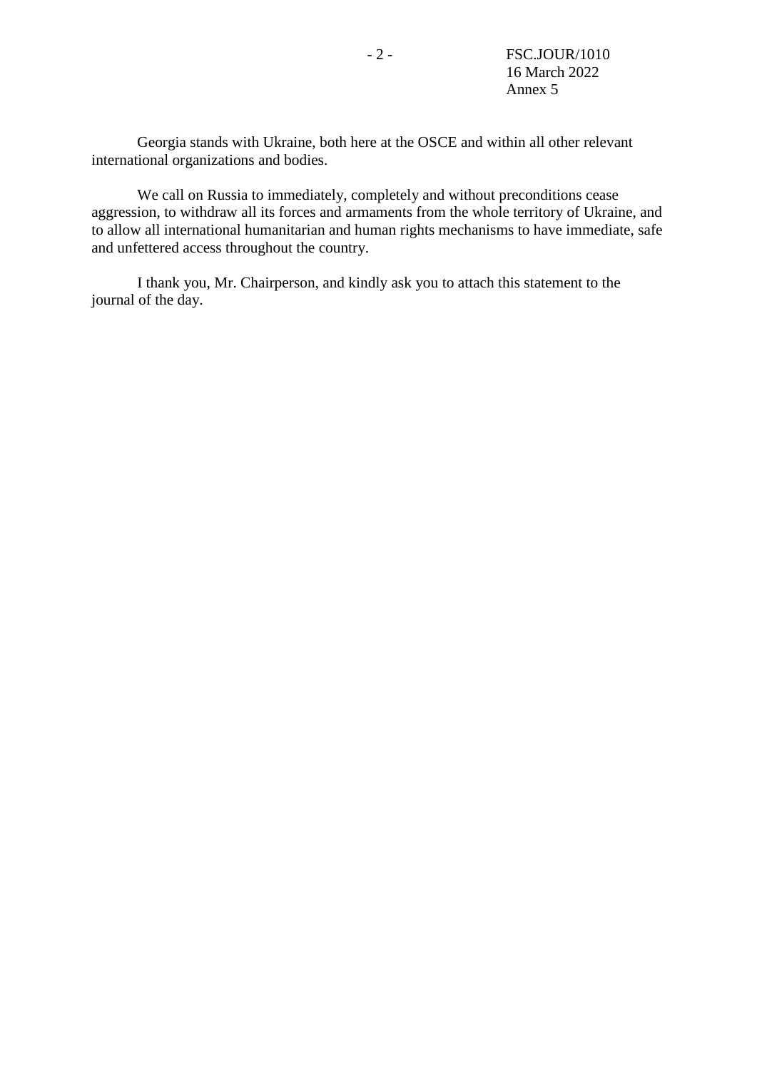Georgia stands with Ukraine, both here at the OSCE and within all other relevant international organizations and bodies.

We call on Russia to immediately, completely and without preconditions cease aggression, to withdraw all its forces and armaments from the whole territory of Ukraine, and to allow all international humanitarian and human rights mechanisms to have immediate, safe and unfettered access throughout the country.

I thank you, Mr. Chairperson, and kindly ask you to attach this statement to the journal of the day.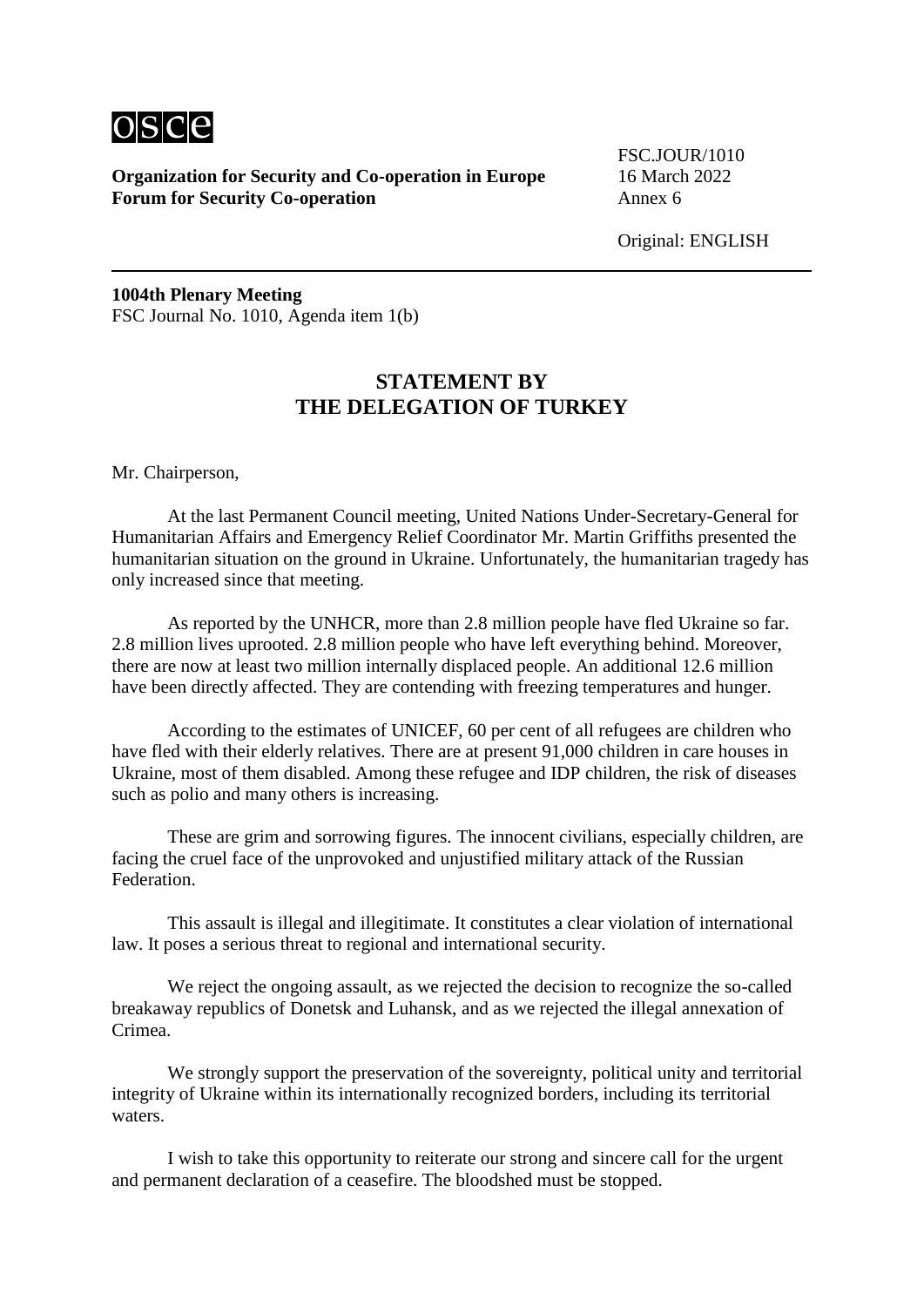osce

**Organization for Security and Co-operation in Europe**
**Forum for Security Co-operation**

FSC.JOUR/1010
16 March 2022
Annex 6

Original: ENGLISH

**1004th Plenary Meeting**
FSC Journal No. 1010, Agenda item 1(b)

## STATEMENT BY THE DELEGATION OF TURKEY

Mr. Chairperson,

At the last Permanent Council meeting, United Nations Under-Secretary-General for Humanitarian Affairs and Emergency Relief Coordinator Mr. Martin Griffiths presented the humanitarian situation on the ground in Ukraine. Unfortunately, the humanitarian tragedy has only increased since that meeting.

As reported by the UNHCR, more than 2.8 million people have fled Ukraine so far. 2.8 million lives uprooted. 2.8 million people who have left everything behind. Moreover, there are now at least two million internally displaced people. An additional 12.6 million have been directly affected. They are contending with freezing temperatures and hunger.

According to the estimates of UNICEF, 60 per cent of all refugees are children who have fled with their elderly relatives. There are at present 91,000 children in care houses in Ukraine, most of them disabled. Among these refugee and IDP children, the risk of diseases such as polio and many others is increasing.

These are grim and sorrowing figures. The innocent civilians, especially children, are facing the cruel face of the unprovoked and unjustified military attack of the Russian Federation.

This assault is illegal and illegitimate. It constitutes a clear violation of international law. It poses a serious threat to regional and international security.

We reject the ongoing assault, as we rejected the decision to recognize the so-called breakaway republics of Donetsk and Luhansk, and as we rejected the illegal annexation of Crimea.

We strongly support the preservation of the sovereignty, political unity and territorial integrity of Ukraine within its internationally recognized borders, including its territorial waters.

I wish to take this opportunity to reiterate our strong and sincere call for the urgent and permanent declaration of a ceasefire. The bloodshed must be stopped.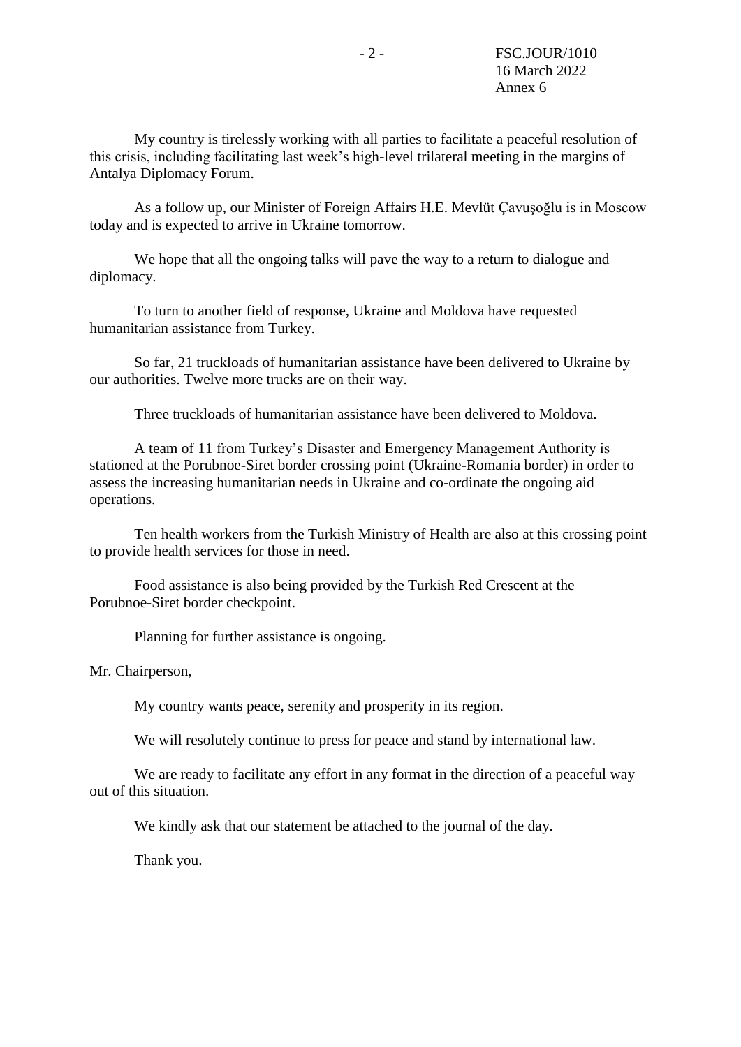My country is tirelessly working with all parties to facilitate a peaceful resolution of this crisis, including facilitating last week's high-level trilateral meeting in the margins of Antalya Diplomacy Forum.

As a follow up, our Minister of Foreign Affairs H.E. Mevlüt Çavuşoğlu is in Moscow today and is expected to arrive in Ukraine tomorrow.

We hope that all the ongoing talks will pave the way to a return to dialogue and diplomacy.

To turn to another field of response, Ukraine and Moldova have requested humanitarian assistance from Turkey.

So far, 21 truckloads of humanitarian assistance have been delivered to Ukraine by our authorities. Twelve more trucks are on their way.

Three truckloads of humanitarian assistance have been delivered to Moldova.

A team of 11 from Turkey's Disaster and Emergency Management Authority is stationed at the Porubnoe-Siret border crossing point (Ukraine-Romania border) in order to assess the increasing humanitarian needs in Ukraine and co-ordinate the ongoing aid operations.

Ten health workers from the Turkish Ministry of Health are also at this crossing point to provide health services for those in need.

Food assistance is also being provided by the Turkish Red Crescent at the Porubnoe-Siret border checkpoint.

Planning for further assistance is ongoing.

Mr. Chairperson,

My country wants peace, serenity and prosperity in its region.

We will resolutely continue to press for peace and stand by international law.

We are ready to facilitate any effort in any format in the direction of a peaceful way out of this situation.

We kindly ask that our statement be attached to the journal of the day.

Thank you.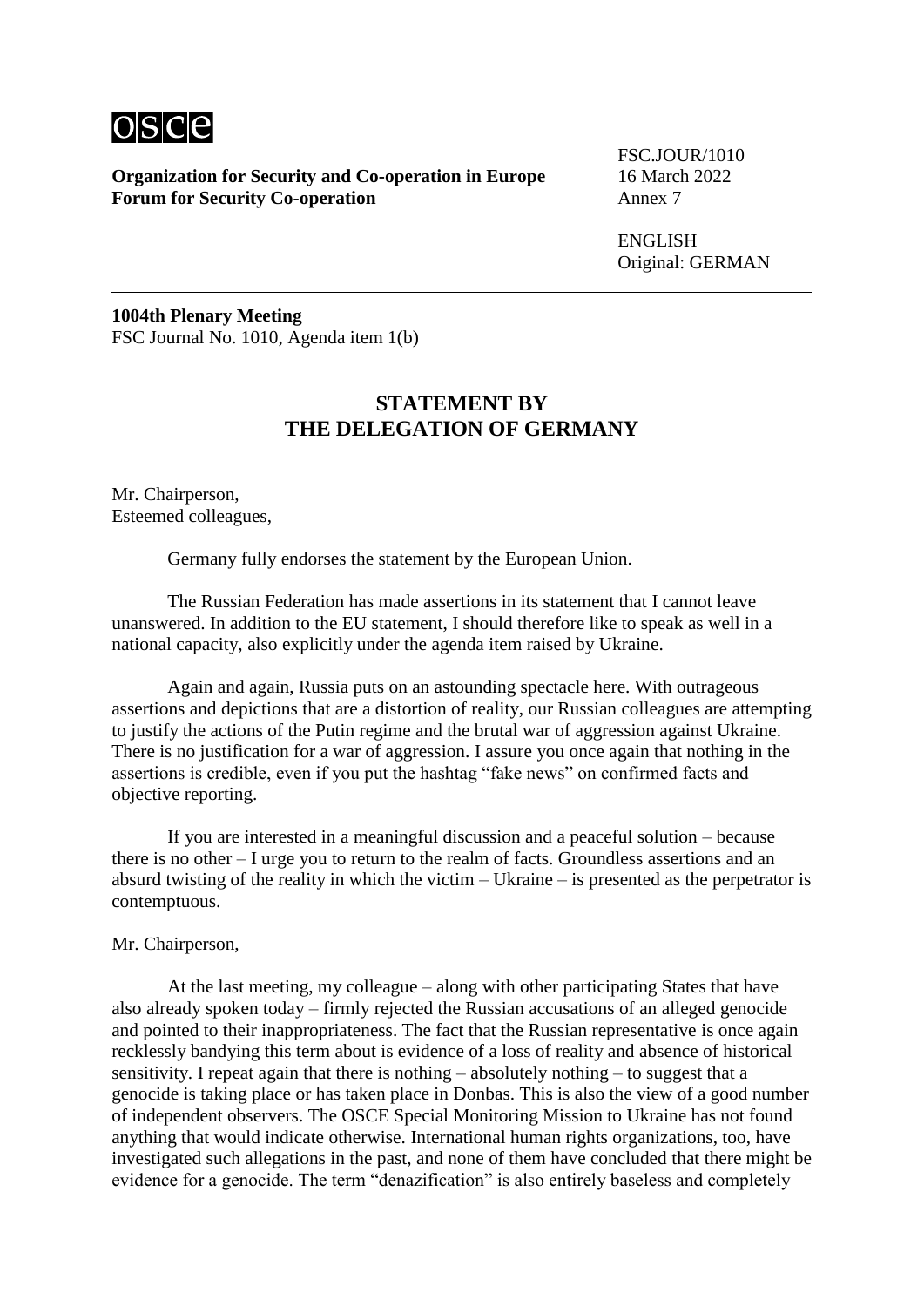osce

**Organization for Security and Co-operation in Europe**
**Forum for Security Co-operation**

FSC.JOUR/1010
16 March 2022
Annex 7

ENGLISH
Original: GERMAN

**1004th Plenary Meeting**
FSC Journal No. 1010, Agenda item 1(b)

## STATEMENT BY THE DELEGATION OF GERMANY

Mr. Chairperson,
Esteemed colleagues,

Germany fully endorses the statement by the European Union.

The Russian Federation has made assertions in its statement that I cannot leave unanswered. In addition to the EU statement, I should therefore like to speak as well in a national capacity, also explicitly under the agenda item raised by Ukraine.

Again and again, Russia puts on an astounding spectacle here. With outrageous assertions and depictions that are a distortion of reality, our Russian colleagues are attempting to justify the actions of the Putin regime and the brutal war of aggression against Ukraine. There is no justification for a war of aggression. I assure you once again that nothing in the assertions is credible, even if you put the hashtag "fake news" on confirmed facts and objective reporting.

If you are interested in a meaningful discussion and a peaceful solution – because there is no other – I urge you to return to the realm of facts. Groundless assertions and an absurd twisting of the reality in which the victim – Ukraine – is presented as the perpetrator is contemptuous.

Mr. Chairperson,

At the last meeting, my colleague – along with other participating States that have also already spoken today – firmly rejected the Russian accusations of an alleged genocide and pointed to their inappropriateness. The fact that the Russian representative is once again recklessly bandying this term about is evidence of a loss of reality and absence of historical sensitivity. I repeat again that there is nothing – absolutely nothing – to suggest that a genocide is taking place or has taken place in Donbas. This is also the view of a good number of independent observers. The OSCE Special Monitoring Mission to Ukraine has not found anything that would indicate otherwise. International human rights organizations, too, have investigated such allegations in the past, and none of them have concluded that there might be evidence for a genocide. The term "denazification" is also entirely baseless and completely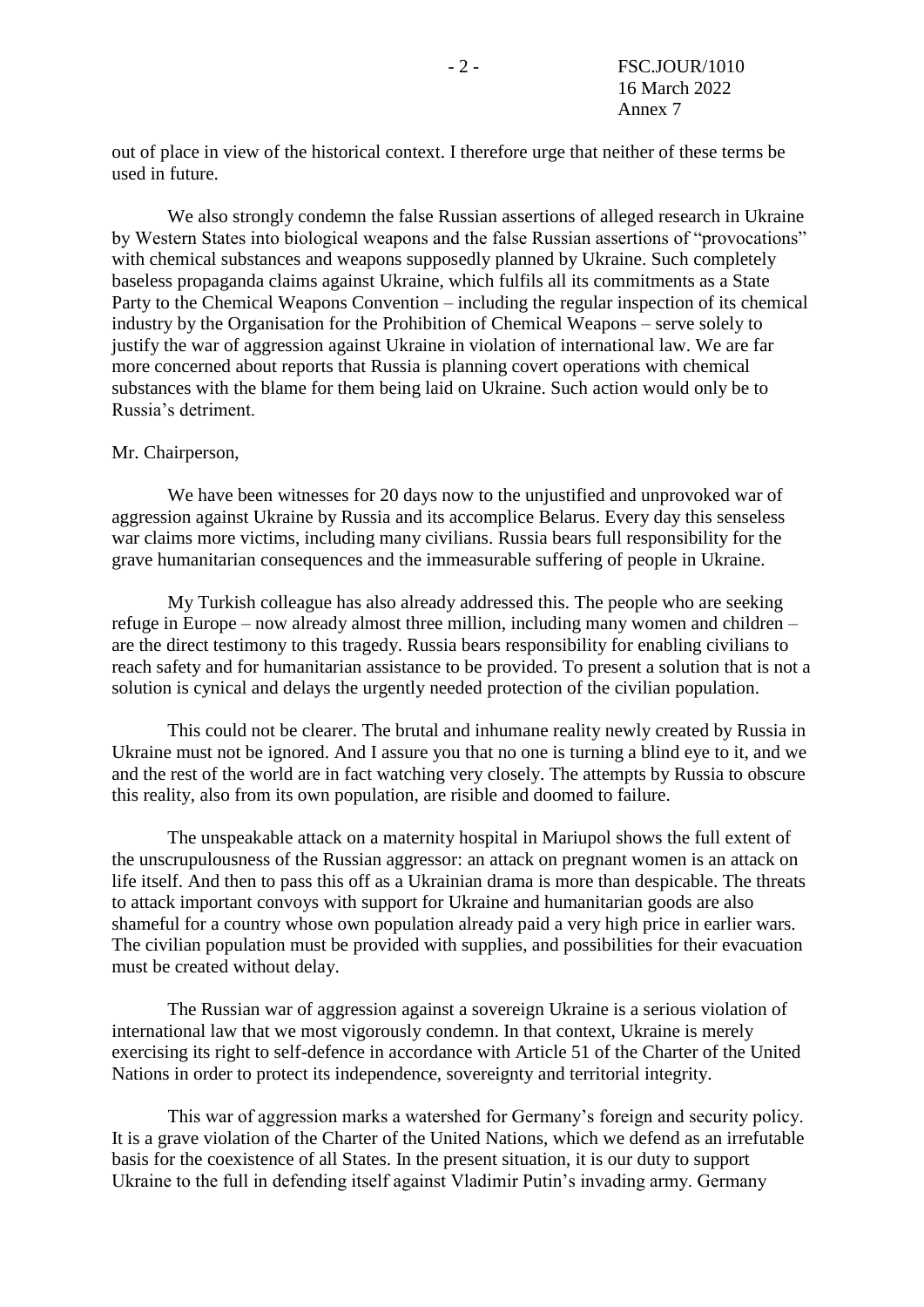out of place in view of the historical context. I therefore urge that neither of these terms be used in future.

We also strongly condemn the false Russian assertions of alleged research in Ukraine by Western States into biological weapons and the false Russian assertions of "provocations" with chemical substances and weapons supposedly planned by Ukraine. Such completely baseless propaganda claims against Ukraine, which fulfils all its commitments as a State Party to the Chemical Weapons Convention – including the regular inspection of its chemical industry by the Organisation for the Prohibition of Chemical Weapons – serve solely to justify the war of aggression against Ukraine in violation of international law. We are far more concerned about reports that Russia is planning covert operations with chemical substances with the blame for them being laid on Ukraine. Such action would only be to Russia's detriment.

Mr. Chairperson,

We have been witnesses for 20 days now to the unjustified and unprovoked war of aggression against Ukraine by Russia and its accomplice Belarus. Every day this senseless war claims more victims, including many civilians. Russia bears full responsibility for the grave humanitarian consequences and the immeasurable suffering of people in Ukraine.

My Turkish colleague has also already addressed this. The people who are seeking refuge in Europe – now already almost three million, including many women and children – are the direct testimony to this tragedy. Russia bears responsibility for enabling civilians to reach safety and for humanitarian assistance to be provided. To present a solution that is not a solution is cynical and delays the urgently needed protection of the civilian population.

This could not be clearer. The brutal and inhumane reality newly created by Russia in Ukraine must not be ignored. And I assure you that no one is turning a blind eye to it, and we and the rest of the world are in fact watching very closely. The attempts by Russia to obscure this reality, also from its own population, are risible and doomed to failure.

The unspeakable attack on a maternity hospital in Mariupol shows the full extent of the unscrupulousness of the Russian aggressor: an attack on pregnant women is an attack on life itself. And then to pass this off as a Ukrainian drama is more than despicable. The threats to attack important convoys with support for Ukraine and humanitarian goods are also shameful for a country whose own population already paid a very high price in earlier wars. The civilian population must be provided with supplies, and possibilities for their evacuation must be created without delay.

The Russian war of aggression against a sovereign Ukraine is a serious violation of international law that we most vigorously condemn. In that context, Ukraine is merely exercising its right to self-defence in accordance with Article 51 of the Charter of the United Nations in order to protect its independence, sovereignty and territorial integrity.

This war of aggression marks a watershed for Germany's foreign and security policy. It is a grave violation of the Charter of the United Nations, which we defend as an irrefutable basis for the coexistence of all States. In the present situation, it is our duty to support Ukraine to the full in defending itself against Vladimir Putin's invading army. Germany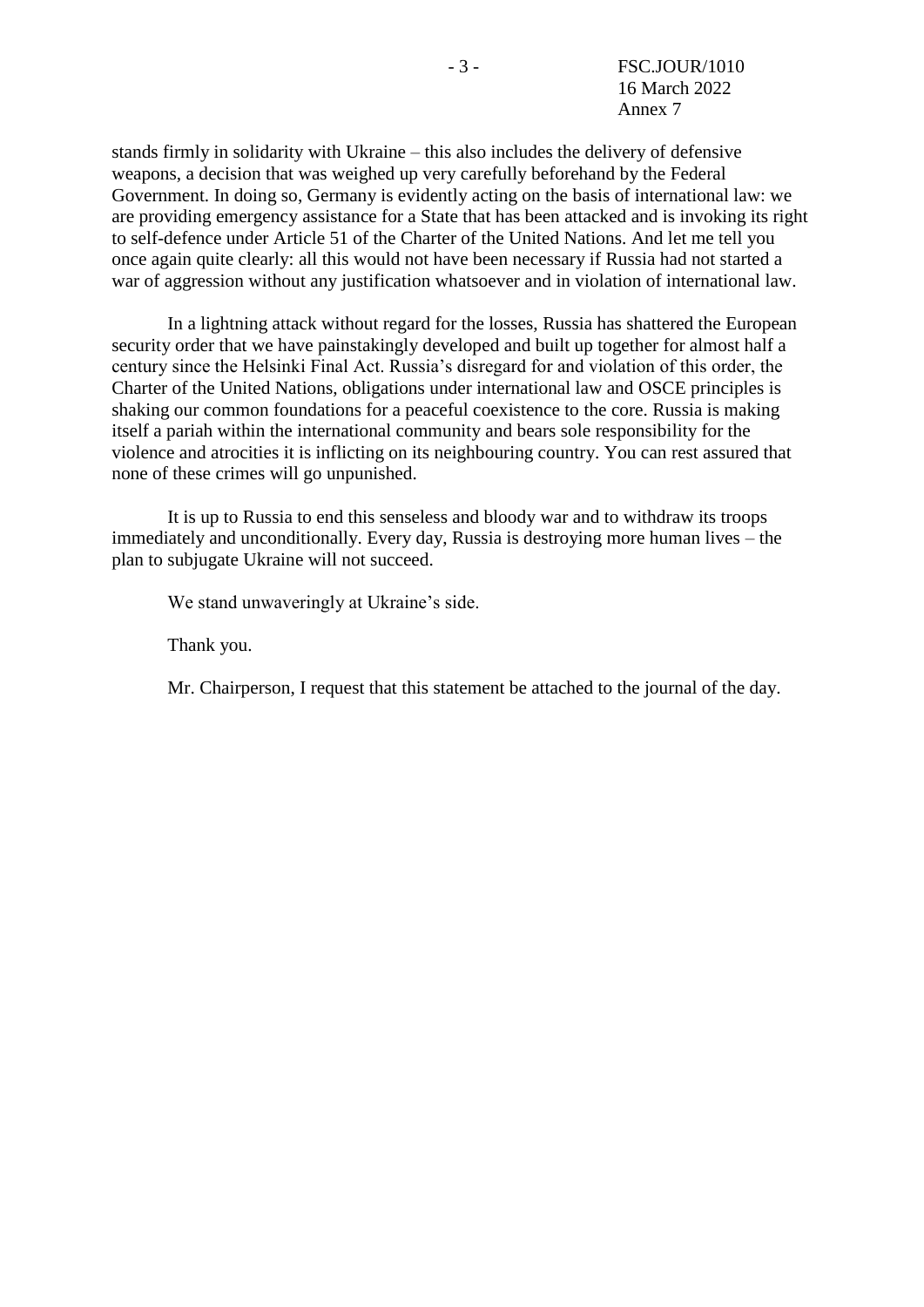stands firmly in solidarity with Ukraine – this also includes the delivery of defensive weapons, a decision that was weighed up very carefully beforehand by the Federal Government. In doing so, Germany is evidently acting on the basis of international law: we are providing emergency assistance for a State that has been attacked and is invoking its right to self-defence under Article 51 of the Charter of the United Nations. And let me tell you once again quite clearly: all this would not have been necessary if Russia had not started a war of aggression without any justification whatsoever and in violation of international law.

In a lightning attack without regard for the losses, Russia has shattered the European security order that we have painstakingly developed and built up together for almost half a century since the Helsinki Final Act. Russia's disregard for and violation of this order, the Charter of the United Nations, obligations under international law and OSCE principles is shaking our common foundations for a peaceful coexistence to the core. Russia is making itself a pariah within the international community and bears sole responsibility for the violence and atrocities it is inflicting on its neighbouring country. You can rest assured that none of these crimes will go unpunished.

It is up to Russia to end this senseless and bloody war and to withdraw its troops immediately and unconditionally. Every day, Russia is destroying more human lives – the plan to subjugate Ukraine will not succeed.

We stand unwaveringly at Ukraine's side.

Thank you.

Mr. Chairperson, I request that this statement be attached to the journal of the day.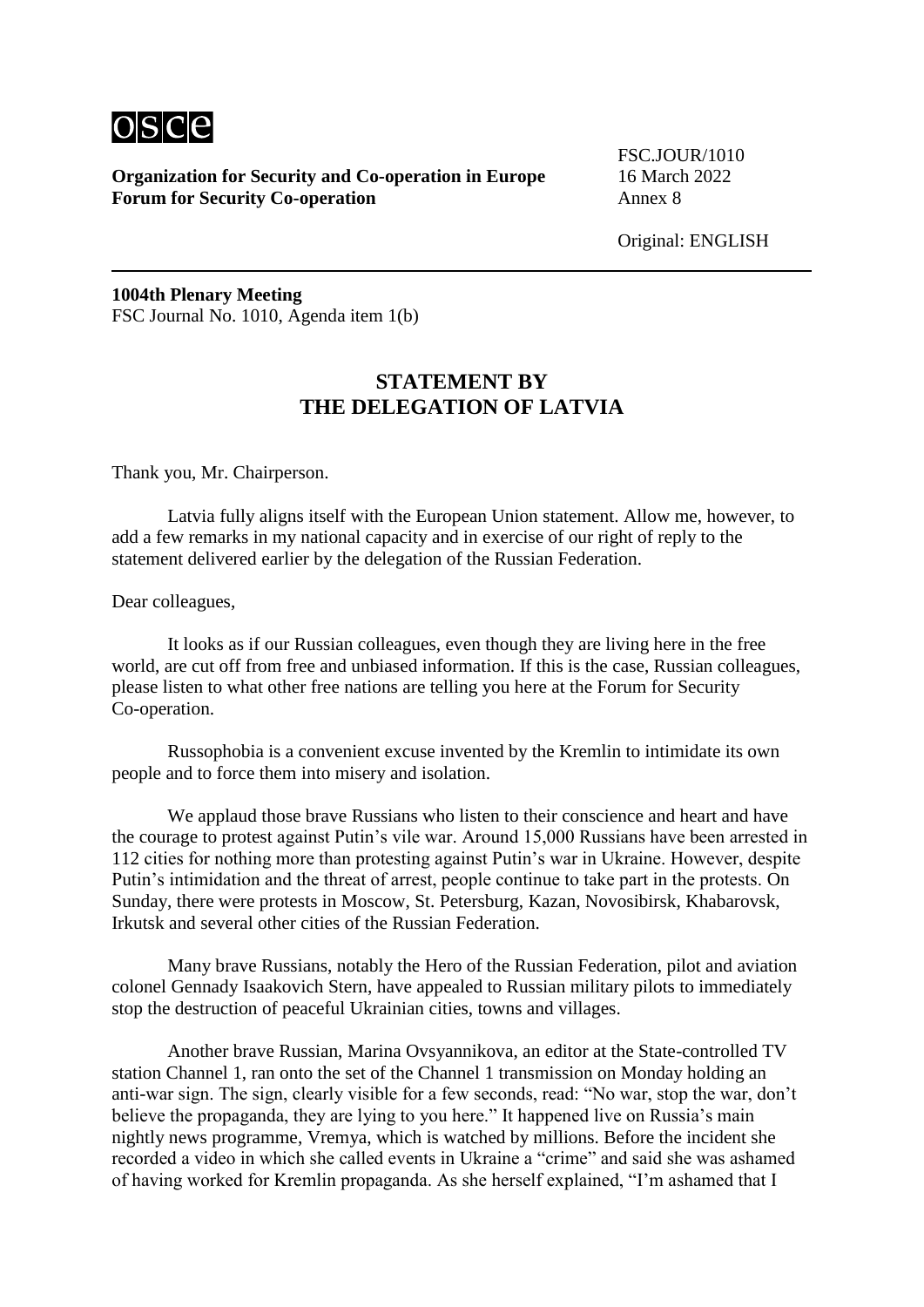**Organization for Security and Co-operation in Europe**
**Forum for Security Co-operation**

FSC.JOUR/1010
16 March 2022
Annex 8

Original: ENGLISH

**1004th Plenary Meeting**
FSC Journal No. 1010, Agenda item 1(b)

## STATEMENT BY THE DELEGATION OF LATVIA

Thank you, Mr. Chairperson.

Latvia fully aligns itself with the European Union statement. Allow me, however, to add a few remarks in my national capacity and in exercise of our right of reply to the statement delivered earlier by the delegation of the Russian Federation.

Dear colleagues,

It looks as if our Russian colleagues, even though they are living here in the free world, are cut off from free and unbiased information. If this is the case, Russian colleagues, please listen to what other free nations are telling you here at the Forum for Security Co-operation.

Russophobia is a convenient excuse invented by the Kremlin to intimidate its own people and to force them into misery and isolation.

We applaud those brave Russians who listen to their conscience and heart and have the courage to protest against Putin's vile war. Around 15,000 Russians have been arrested in 112 cities for nothing more than protesting against Putin's war in Ukraine. However, despite Putin's intimidation and the threat of arrest, people continue to take part in the protests. On Sunday, there were protests in Moscow, St. Petersburg, Kazan, Novosibirsk, Khabarovsk, Irkutsk and several other cities of the Russian Federation.

Many brave Russians, notably the Hero of the Russian Federation, pilot and aviation colonel Gennady Isaakovich Stern, have appealed to Russian military pilots to immediately stop the destruction of peaceful Ukrainian cities, towns and villages.

Another brave Russian, Marina Ovsyannikova, an editor at the State-controlled TV station Channel 1, ran onto the set of the Channel 1 transmission on Monday holding an anti-war sign. The sign, clearly visible for a few seconds, read: "No war, stop the war, don't believe the propaganda, they are lying to you here." It happened live on Russia's main nightly news programme, Vremya, which is watched by millions. Before the incident she recorded a video in which she called events in Ukraine a "crime" and said she was ashamed of having worked for Kremlin propaganda. As she herself explained, "I'm ashamed that I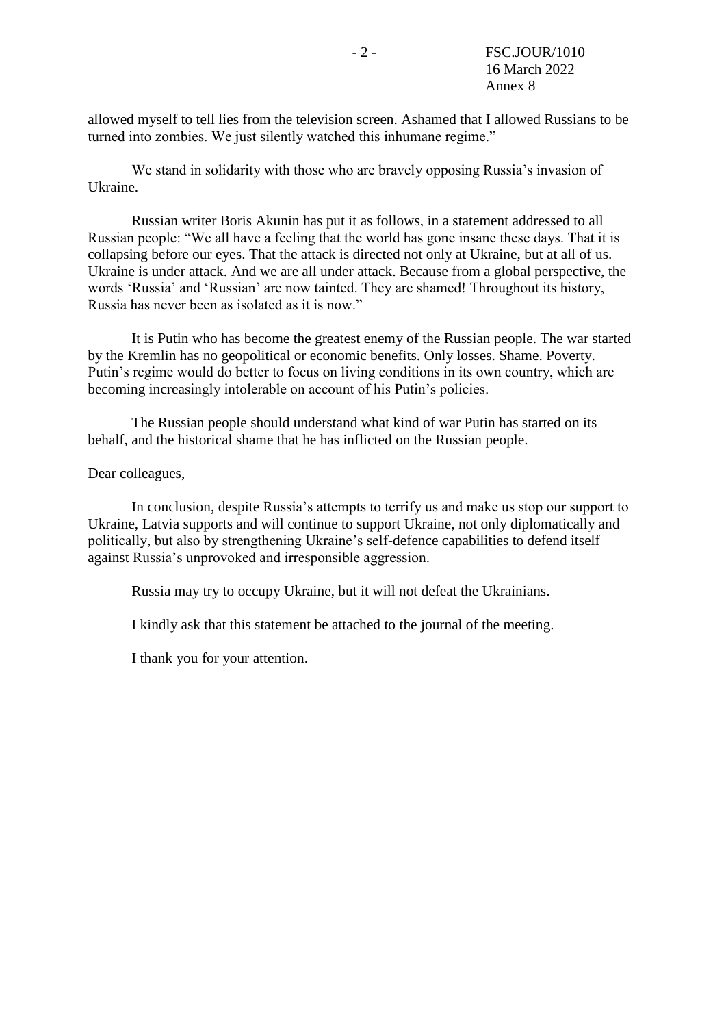allowed myself to tell lies from the television screen. Ashamed that I allowed Russians to be turned into zombies. We just silently watched this inhumane regime."

We stand in solidarity with those who are bravely opposing Russia's invasion of Ukraine.

Russian writer Boris Akunin has put it as follows, in a statement addressed to all Russian people: "We all have a feeling that the world has gone insane these days. That it is collapsing before our eyes. That the attack is directed not only at Ukraine, but at all of us. Ukraine is under attack. And we are all under attack. Because from a global perspective, the words 'Russia' and 'Russian' are now tainted. They are shamed! Throughout its history, Russia has never been as isolated as it is now."

It is Putin who has become the greatest enemy of the Russian people. The war started by the Kremlin has no geopolitical or economic benefits. Only losses. Shame. Poverty. Putin's regime would do better to focus on living conditions in its own country, which are becoming increasingly intolerable on account of his Putin's policies.

The Russian people should understand what kind of war Putin has started on its behalf, and the historical shame that he has inflicted on the Russian people.

Dear colleagues,

In conclusion, despite Russia's attempts to terrify us and make us stop our support to Ukraine, Latvia supports and will continue to support Ukraine, not only diplomatically and politically, but also by strengthening Ukraine's self-defence capabilities to defend itself against Russia's unprovoked and irresponsible aggression.

Russia may try to occupy Ukraine, but it will not defeat the Ukrainians.

I kindly ask that this statement be attached to the journal of the meeting.

I thank you for your attention.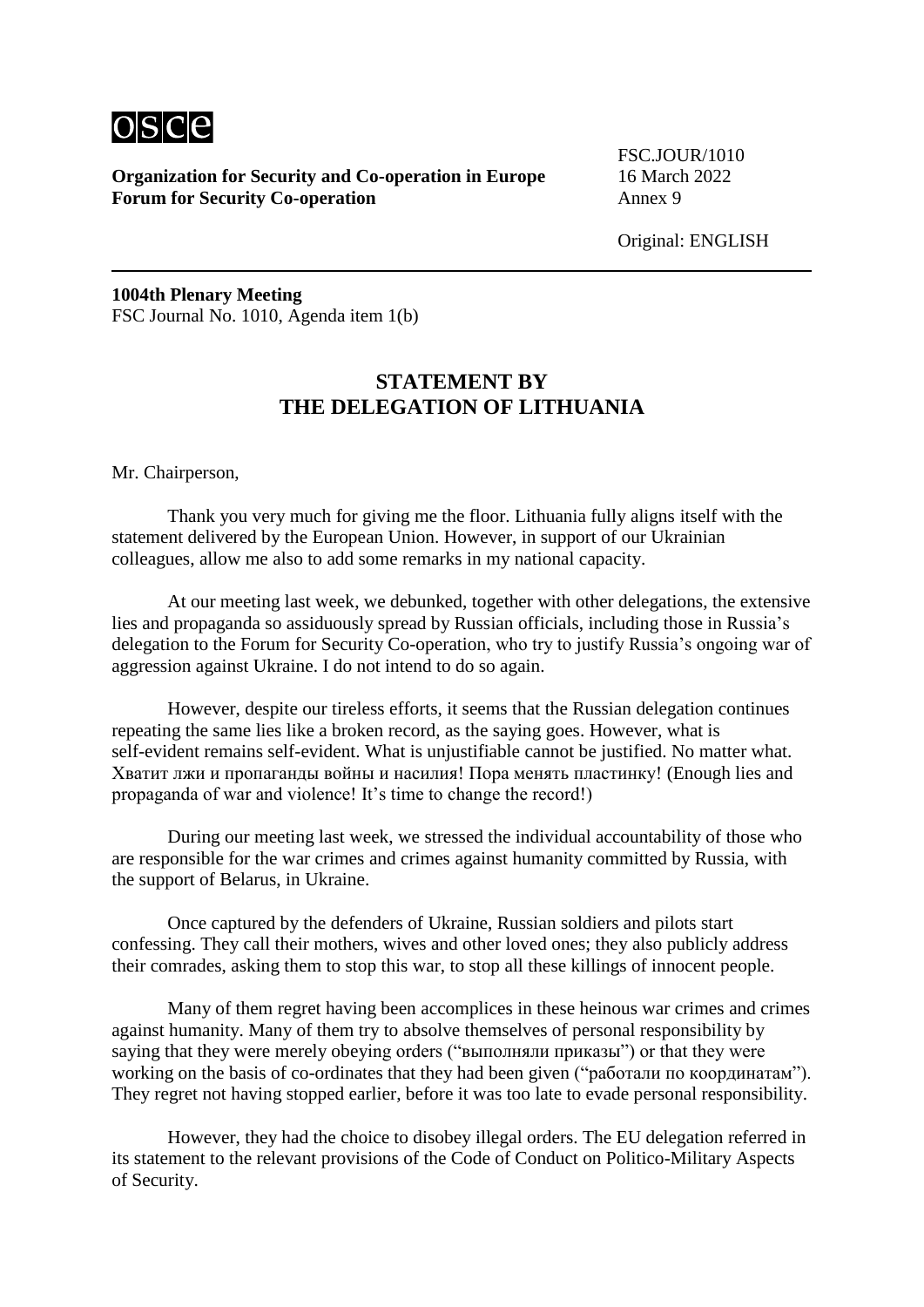osce

**Organization for Security and Co-operation in Europe**
**Forum for Security Co-operation**

FSC.JOUR/1010
16 March 2022
Annex 9

Original: ENGLISH

**1004th Plenary Meeting**
FSC Journal No. 1010, Agenda item 1(b)

## STATEMENT BY THE DELEGATION OF LITHUANIA

Mr. Chairperson,

Thank you very much for giving me the floor. Lithuania fully aligns itself with the statement delivered by the European Union. However, in support of our Ukrainian colleagues, allow me also to add some remarks in my national capacity.

At our meeting last week, we debunked, together with other delegations, the extensive lies and propaganda so assiduously spread by Russian officials, including those in Russia's delegation to the Forum for Security Co-operation, who try to justify Russia's ongoing war of aggression against Ukraine. I do not intend to do so again.

However, despite our tireless efforts, it seems that the Russian delegation continues repeating the same lies like a broken record, as the saying goes. However, what is self-evident remains self-evident. What is unjustifiable cannot be justified. No matter what. Хватит лжи и пропаганды войны и насилия! Пора менять пластинку! (Enough lies and propaganda of war and violence! It's time to change the record!)

During our meeting last week, we stressed the individual accountability of those who are responsible for the war crimes and crimes against humanity committed by Russia, with the support of Belarus, in Ukraine.

Once captured by the defenders of Ukraine, Russian soldiers and pilots start confessing. They call their mothers, wives and other loved ones; they also publicly address their comrades, asking them to stop this war, to stop all these killings of innocent people.

Many of them regret having been accomplices in these heinous war crimes and crimes against humanity. Many of them try to absolve themselves of personal responsibility by saying that they were merely obeying orders ("выполняли приказы") or that they were working on the basis of co-ordinates that they had been given ("работали по координатам"). They regret not having stopped earlier, before it was too late to evade personal responsibility.

However, they had the choice to disobey illegal orders. The EU delegation referred in its statement to the relevant provisions of the Code of Conduct on Politico-Military Aspects of Security.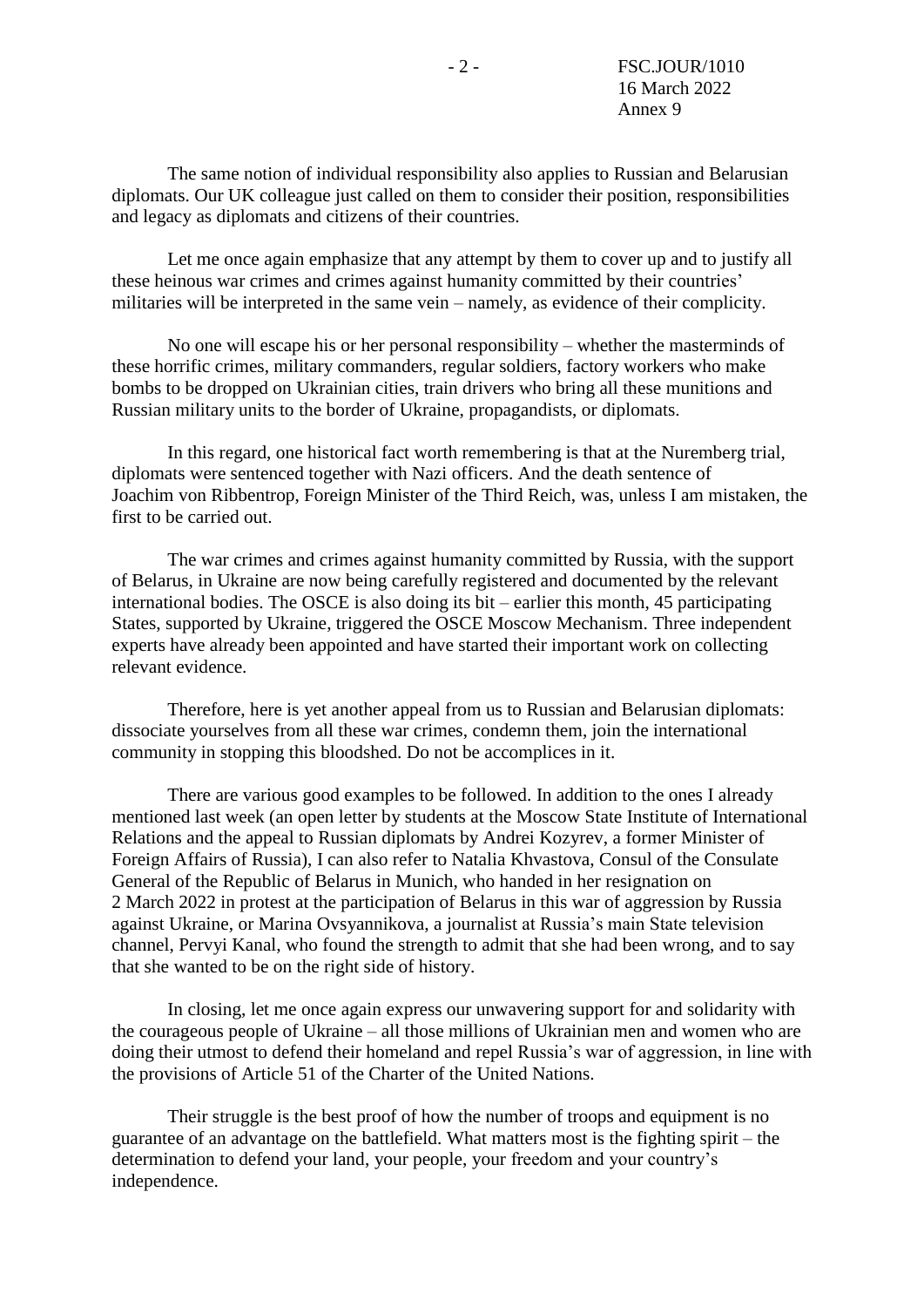The same notion of individual responsibility also applies to Russian and Belarusian diplomats. Our UK colleague just called on them to consider their position, responsibilities and legacy as diplomats and citizens of their countries.

Let me once again emphasize that any attempt by them to cover up and to justify all these heinous war crimes and crimes against humanity committed by their countries' militaries will be interpreted in the same vein – namely, as evidence of their complicity.

No one will escape his or her personal responsibility – whether the masterminds of these horrific crimes, military commanders, regular soldiers, factory workers who make bombs to be dropped on Ukrainian cities, train drivers who bring all these munitions and Russian military units to the border of Ukraine, propagandists, or diplomats.

In this regard, one historical fact worth remembering is that at the Nuremberg trial, diplomats were sentenced together with Nazi officers. And the death sentence of Joachim von Ribbentrop, Foreign Minister of the Third Reich, was, unless I am mistaken, the first to be carried out.

The war crimes and crimes against humanity committed by Russia, with the support of Belarus, in Ukraine are now being carefully registered and documented by the relevant international bodies. The OSCE is also doing its bit – earlier this month, 45 participating States, supported by Ukraine, triggered the OSCE Moscow Mechanism. Three independent experts have already been appointed and have started their important work on collecting relevant evidence.

Therefore, here is yet another appeal from us to Russian and Belarusian diplomats: dissociate yourselves from all these war crimes, condemn them, join the international community in stopping this bloodshed. Do not be accomplices in it.

There are various good examples to be followed. In addition to the ones I already mentioned last week (an open letter by students at the Moscow State Institute of International Relations and the appeal to Russian diplomats by Andrei Kozyrev, a former Minister of Foreign Affairs of Russia), I can also refer to Natalia Khvastova, Consul of the Consulate General of the Republic of Belarus in Munich, who handed in her resignation on 2 March 2022 in protest at the participation of Belarus in this war of aggression by Russia against Ukraine, or Marina Ovsyannikova, a journalist at Russia's main State television channel, Pervyi Kanal, who found the strength to admit that she had been wrong, and to say that she wanted to be on the right side of history.

In closing, let me once again express our unwavering support for and solidarity with the courageous people of Ukraine – all those millions of Ukrainian men and women who are doing their utmost to defend their homeland and repel Russia's war of aggression, in line with the provisions of Article 51 of the Charter of the United Nations.

Their struggle is the best proof of how the number of troops and equipment is no guarantee of an advantage on the battlefield. What matters most is the fighting spirit – the determination to defend your land, your people, your freedom and your country's independence.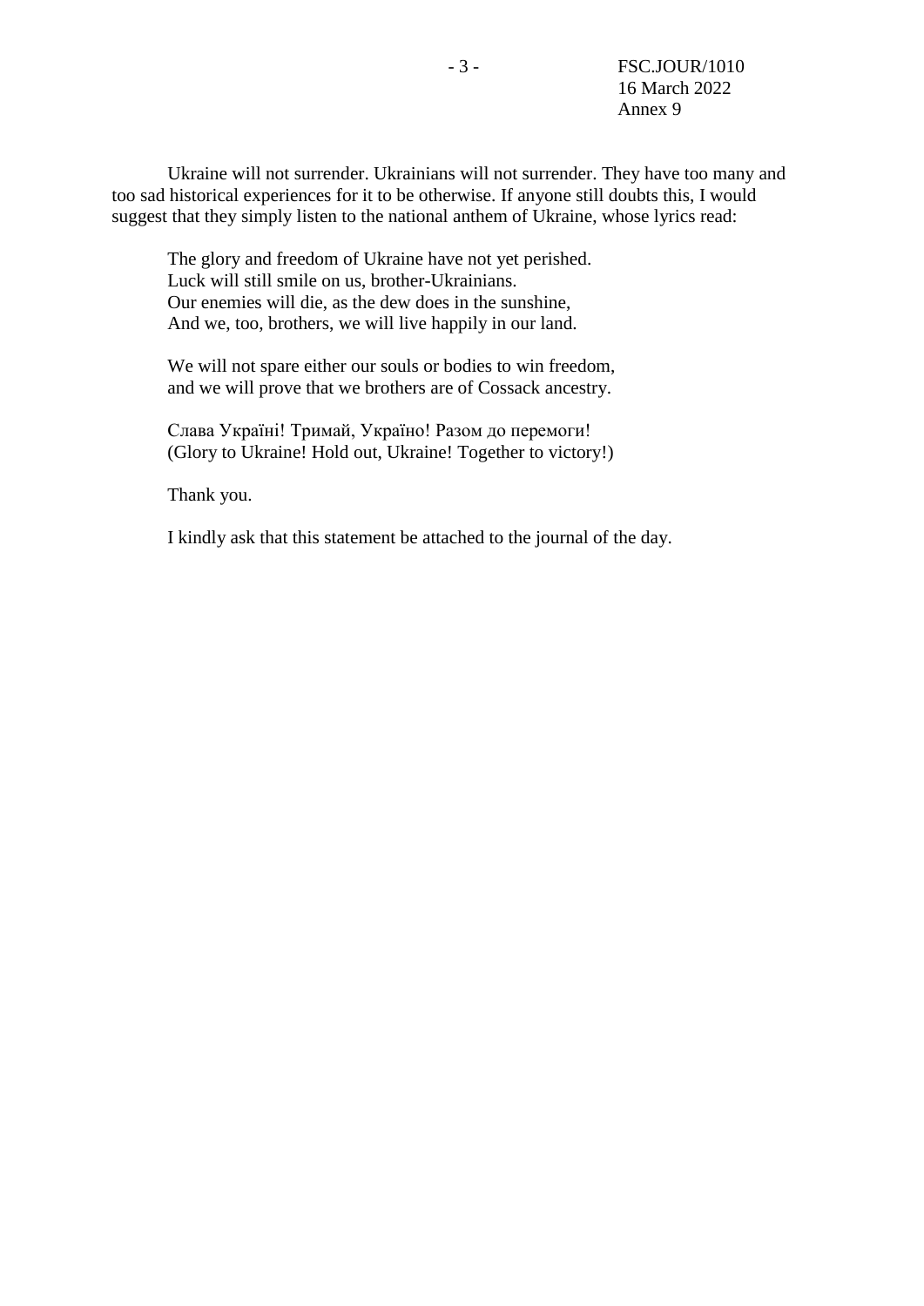Ukraine will not surrender. Ukrainians will not surrender. They have too many and too sad historical experiences for it to be otherwise. If anyone still doubts this, I would suggest that they simply listen to the national anthem of Ukraine, whose lyrics read:

> The glory and freedom of Ukraine have not yet perished.
> Luck will still smile on us, brother-Ukrainians.
> Our enemies will die, as the dew does in the sunshine,
> And we, too, brothers, we will live happily in our land.
>
> We will not spare either our souls or bodies to win freedom,
> and we will prove that we brothers are of Cossack ancestry.

Слава Україні! Тримай, Україно! Разом до перемоги!
(Glory to Ukraine! Hold out, Ukraine! Together to victory!)

Thank you.

I kindly ask that this statement be attached to the journal of the day.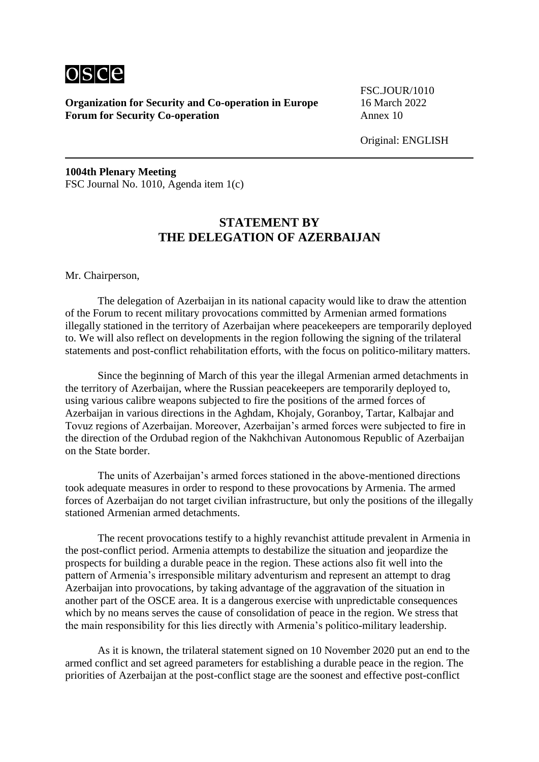**Organization for Security and Co-operation in Europe**
**Forum for Security Co-operation**

FSC.JOUR/1010
16 March 2022
Annex 10

Original: ENGLISH

**1004th Plenary Meeting**
FSC Journal No. 1010, Agenda item 1(c)

## STATEMENT BY THE DELEGATION OF AZERBAIJAN

Mr. Chairperson,

The delegation of Azerbaijan in its national capacity would like to draw the attention of the Forum to recent military provocations committed by Armenian armed formations illegally stationed in the territory of Azerbaijan where peacekeepers are temporarily deployed to. We will also reflect on developments in the region following the signing of the trilateral statements and post-conflict rehabilitation efforts, with the focus on politico-military matters.

Since the beginning of March of this year the illegal Armenian armed detachments in the territory of Azerbaijan, where the Russian peacekeepers are temporarily deployed to, using various calibre weapons subjected to fire the positions of the armed forces of Azerbaijan in various directions in the Aghdam, Khojaly, Goranboy, Tartar, Kalbajar and Tovuz regions of Azerbaijan. Moreover, Azerbaijan's armed forces were subjected to fire in the direction of the Ordubad region of the Nakhchivan Autonomous Republic of Azerbaijan on the State border.

The units of Azerbaijan's armed forces stationed in the above-mentioned directions took adequate measures in order to respond to these provocations by Armenia. The armed forces of Azerbaijan do not target civilian infrastructure, but only the positions of the illegally stationed Armenian armed detachments.

The recent provocations testify to a highly revanchist attitude prevalent in Armenia in the post-conflict period. Armenia attempts to destabilize the situation and jeopardize the prospects for building a durable peace in the region. These actions also fit well into the pattern of Armenia's irresponsible military adventurism and represent an attempt to drag Azerbaijan into provocations, by taking advantage of the aggravation of the situation in another part of the OSCE area. It is a dangerous exercise with unpredictable consequences which by no means serves the cause of consolidation of peace in the region. We stress that the main responsibility for this lies directly with Armenia's politico-military leadership.

As it is known, the trilateral statement signed on 10 November 2020 put an end to the armed conflict and set agreed parameters for establishing a durable peace in the region. The priorities of Azerbaijan at the post-conflict stage are the soonest and effective post-conflict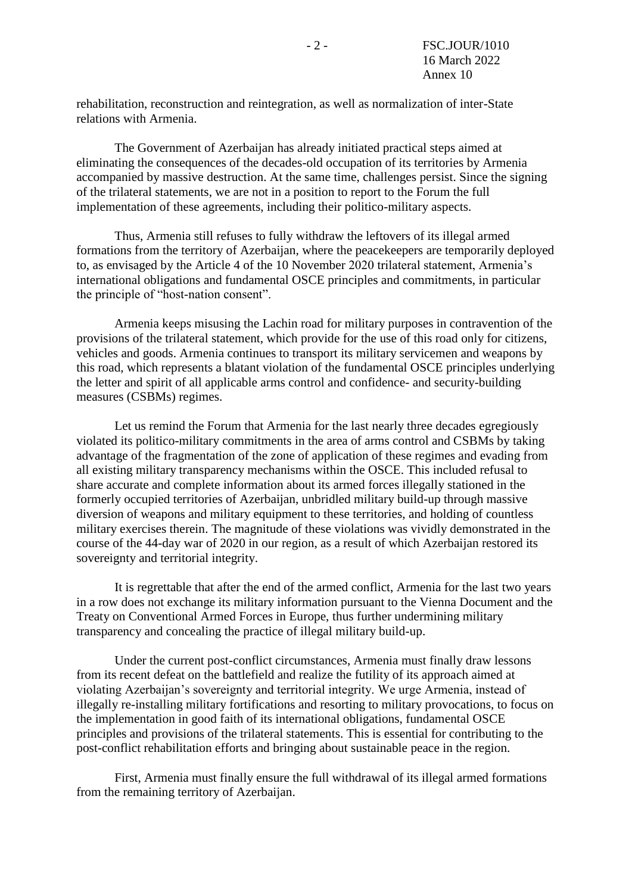rehabilitation, reconstruction and reintegration, as well as normalization of inter-State relations with Armenia.

The Government of Azerbaijan has already initiated practical steps aimed at eliminating the consequences of the decades-old occupation of its territories by Armenia accompanied by massive destruction. At the same time, challenges persist. Since the signing of the trilateral statements, we are not in a position to report to the Forum the full implementation of these agreements, including their politico-military aspects.

Thus, Armenia still refuses to fully withdraw the leftovers of its illegal armed formations from the territory of Azerbaijan, where the peacekeepers are temporarily deployed to, as envisaged by the Article 4 of the 10 November 2020 trilateral statement, Armenia's international obligations and fundamental OSCE principles and commitments, in particular the principle of "host-nation consent".

Armenia keeps misusing the Lachin road for military purposes in contravention of the provisions of the trilateral statement, which provide for the use of this road only for citizens, vehicles and goods. Armenia continues to transport its military servicemen and weapons by this road, which represents a blatant violation of the fundamental OSCE principles underlying the letter and spirit of all applicable arms control and confidence- and security-building measures (CSBMs) regimes.

Let us remind the Forum that Armenia for the last nearly three decades egregiously violated its politico-military commitments in the area of arms control and CSBMs by taking advantage of the fragmentation of the zone of application of these regimes and evading from all existing military transparency mechanisms within the OSCE. This included refusal to share accurate and complete information about its armed forces illegally stationed in the formerly occupied territories of Azerbaijan, unbridled military build-up through massive diversion of weapons and military equipment to these territories, and holding of countless military exercises therein. The magnitude of these violations was vividly demonstrated in the course of the 44-day war of 2020 in our region, as a result of which Azerbaijan restored its sovereignty and territorial integrity.

It is regrettable that after the end of the armed conflict, Armenia for the last two years in a row does not exchange its military information pursuant to the Vienna Document and the Treaty on Conventional Armed Forces in Europe, thus further undermining military transparency and concealing the practice of illegal military build-up.

Under the current post-conflict circumstances, Armenia must finally draw lessons from its recent defeat on the battlefield and realize the futility of its approach aimed at violating Azerbaijan's sovereignty and territorial integrity. We urge Armenia, instead of illegally re-installing military fortifications and resorting to military provocations, to focus on the implementation in good faith of its international obligations, fundamental OSCE principles and provisions of the trilateral statements. This is essential for contributing to the post-conflict rehabilitation efforts and bringing about sustainable peace in the region.

First, Armenia must finally ensure the full withdrawal of its illegal armed formations from the remaining territory of Azerbaijan.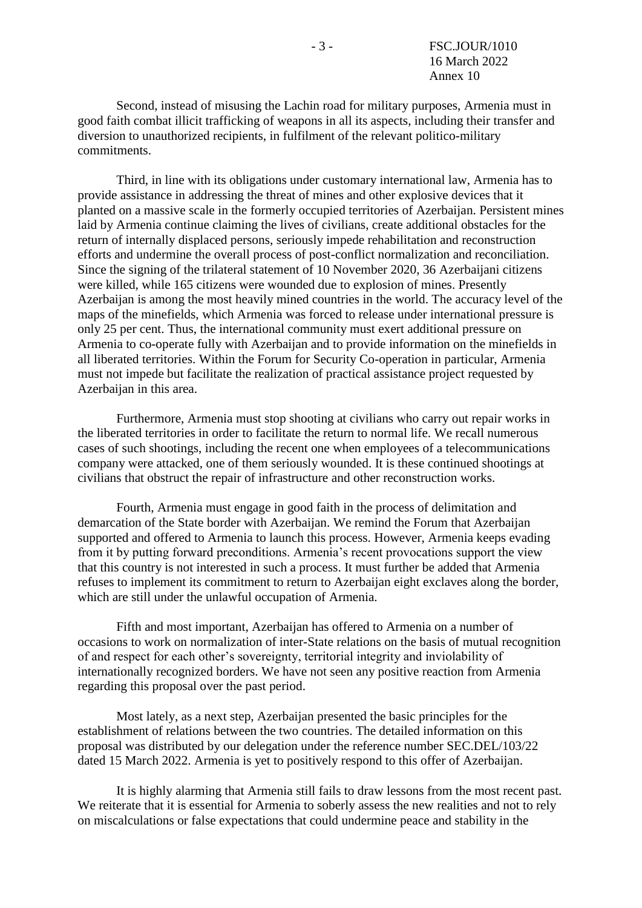Second, instead of misusing the Lachin road for military purposes, Armenia must in good faith combat illicit trafficking of weapons in all its aspects, including their transfer and diversion to unauthorized recipients, in fulfilment of the relevant politico-military commitments.

Third, in line with its obligations under customary international law, Armenia has to provide assistance in addressing the threat of mines and other explosive devices that it planted on a massive scale in the formerly occupied territories of Azerbaijan. Persistent mines laid by Armenia continue claiming the lives of civilians, create additional obstacles for the return of internally displaced persons, seriously impede rehabilitation and reconstruction efforts and undermine the overall process of post-conflict normalization and reconciliation. Since the signing of the trilateral statement of 10 November 2020, 36 Azerbaijani citizens were killed, while 165 citizens were wounded due to explosion of mines. Presently Azerbaijan is among the most heavily mined countries in the world. The accuracy level of the maps of the minefields, which Armenia was forced to release under international pressure is only 25 per cent. Thus, the international community must exert additional pressure on Armenia to co-operate fully with Azerbaijan and to provide information on the minefields in all liberated territories. Within the Forum for Security Co-operation in particular, Armenia must not impede but facilitate the realization of practical assistance project requested by Azerbaijan in this area.

Furthermore, Armenia must stop shooting at civilians who carry out repair works in the liberated territories in order to facilitate the return to normal life. We recall numerous cases of such shootings, including the recent one when employees of a telecommunications company were attacked, one of them seriously wounded. It is these continued shootings at civilians that obstruct the repair of infrastructure and other reconstruction works.

Fourth, Armenia must engage in good faith in the process of delimitation and demarcation of the State border with Azerbaijan. We remind the Forum that Azerbaijan supported and offered to Armenia to launch this process. However, Armenia keeps evading from it by putting forward preconditions. Armenia's recent provocations support the view that this country is not interested in such a process. It must further be added that Armenia refuses to implement its commitment to return to Azerbaijan eight exclaves along the border, which are still under the unlawful occupation of Armenia.

Fifth and most important, Azerbaijan has offered to Armenia on a number of occasions to work on normalization of inter-State relations on the basis of mutual recognition of and respect for each other's sovereignty, territorial integrity and inviolability of internationally recognized borders. We have not seen any positive reaction from Armenia regarding this proposal over the past period.

Most lately, as a next step, Azerbaijan presented the basic principles for the establishment of relations between the two countries. The detailed information on this proposal was distributed by our delegation under the reference number SEC.DEL/103/22 dated 15 March 2022. Armenia is yet to positively respond to this offer of Azerbaijan.

It is highly alarming that Armenia still fails to draw lessons from the most recent past. We reiterate that it is essential for Armenia to soberly assess the new realities and not to rely on miscalculations or false expectations that could undermine peace and stability in the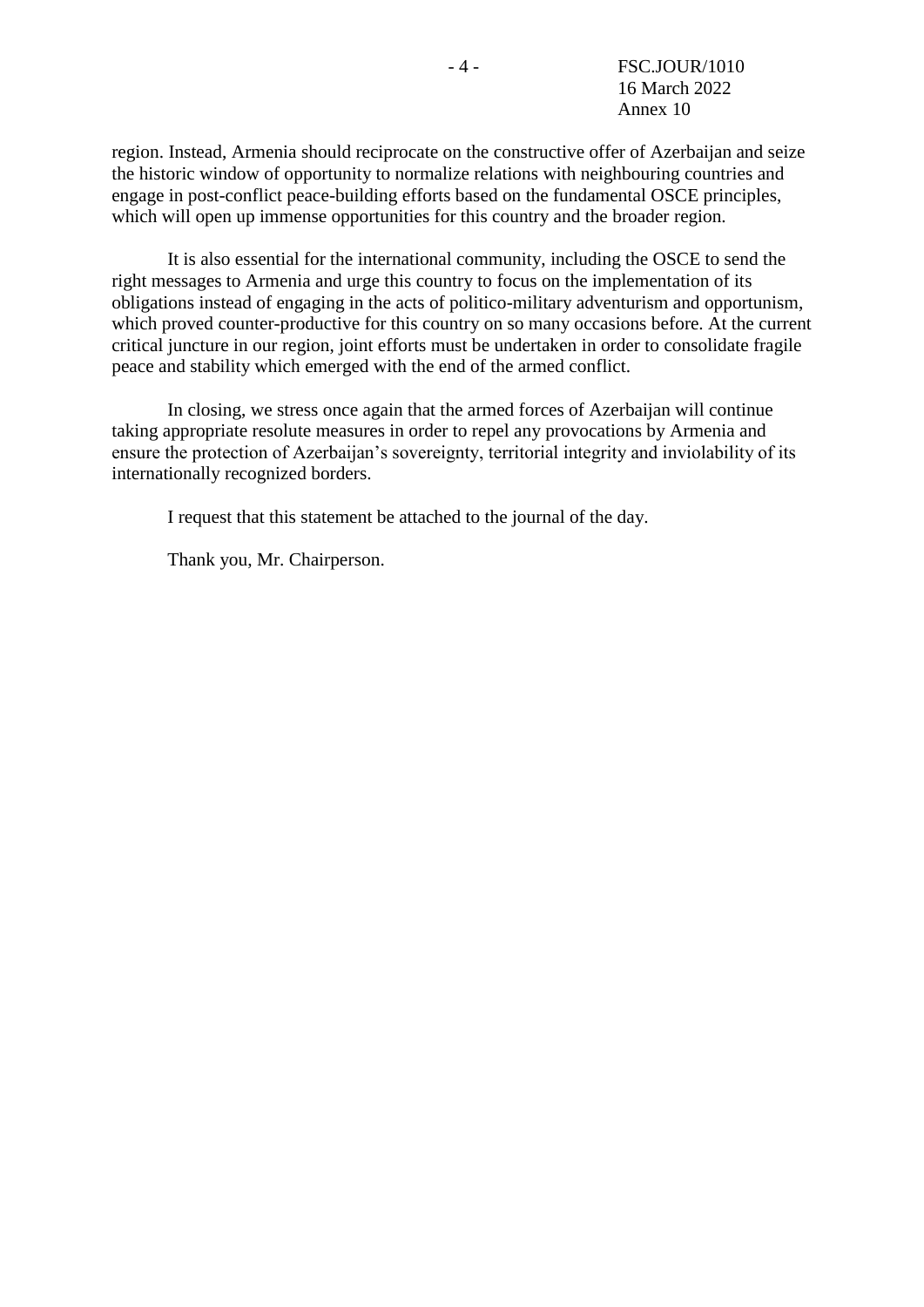region. Instead, Armenia should reciprocate on the constructive offer of Azerbaijan and seize the historic window of opportunity to normalize relations with neighbouring countries and engage in post-conflict peace-building efforts based on the fundamental OSCE principles, which will open up immense opportunities for this country and the broader region.

It is also essential for the international community, including the OSCE to send the right messages to Armenia and urge this country to focus on the implementation of its obligations instead of engaging in the acts of politico-military adventurism and opportunism, which proved counter-productive for this country on so many occasions before. At the current critical juncture in our region, joint efforts must be undertaken in order to consolidate fragile peace and stability which emerged with the end of the armed conflict.

In closing, we stress once again that the armed forces of Azerbaijan will continue taking appropriate resolute measures in order to repel any provocations by Armenia and ensure the protection of Azerbaijan's sovereignty, territorial integrity and inviolability of its internationally recognized borders.

I request that this statement be attached to the journal of the day.

Thank you, Mr. Chairperson.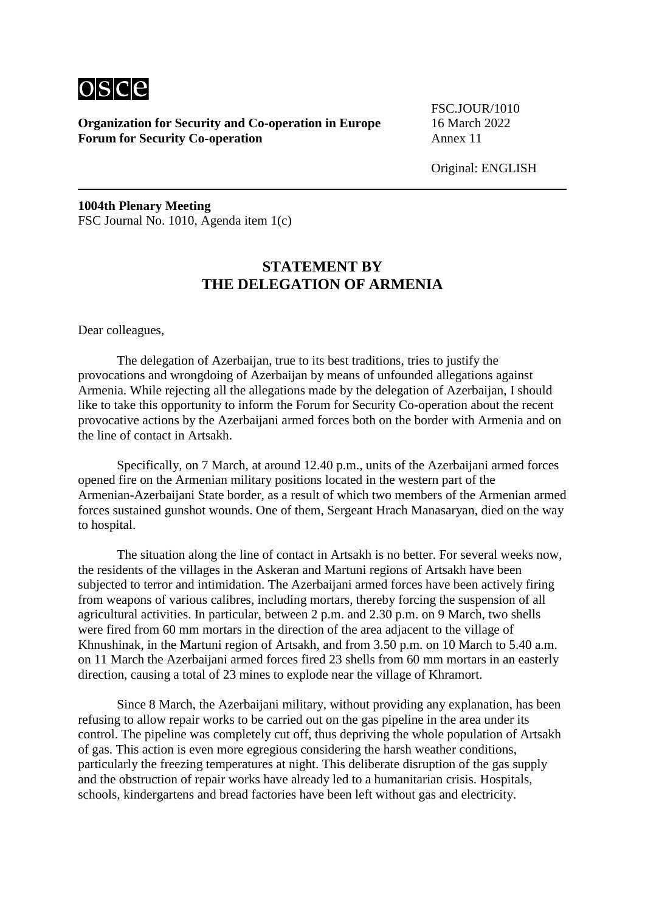**Organization for Security and Co-operation in Europe**
**Forum for Security Co-operation**

FSC.JOUR/1010
16 March 2022
Annex 11

Original: ENGLISH

**1004th Plenary Meeting**
FSC Journal No. 1010, Agenda item 1(c)

## STATEMENT BY THE DELEGATION OF ARMENIA

Dear colleagues,

The delegation of Azerbaijan, true to its best traditions, tries to justify the provocations and wrongdoing of Azerbaijan by means of unfounded allegations against Armenia. While rejecting all the allegations made by the delegation of Azerbaijan, I should like to take this opportunity to inform the Forum for Security Co-operation about the recent provocative actions by the Azerbaijani armed forces both on the border with Armenia and on the line of contact in Artsakh.

Specifically, on 7 March, at around 12.40 p.m., units of the Azerbaijani armed forces opened fire on the Armenian military positions located in the western part of the Armenian-Azerbaijani State border, as a result of which two members of the Armenian armed forces sustained gunshot wounds. One of them, Sergeant Hrach Manasaryan, died on the way to hospital.

The situation along the line of contact in Artsakh is no better. For several weeks now, the residents of the villages in the Askeran and Martuni regions of Artsakh have been subjected to terror and intimidation. The Azerbaijani armed forces have been actively firing from weapons of various calibres, including mortars, thereby forcing the suspension of all agricultural activities. In particular, between 2 p.m. and 2.30 p.m. on 9 March, two shells were fired from 60 mm mortars in the direction of the area adjacent to the village of Khnushinak, in the Martuni region of Artsakh, and from 3.50 p.m. on 10 March to 5.40 a.m. on 11 March the Azerbaijani armed forces fired 23 shells from 60 mm mortars in an easterly direction, causing a total of 23 mines to explode near the village of Khramort.

Since 8 March, the Azerbaijani military, without providing any explanation, has been refusing to allow repair works to be carried out on the gas pipeline in the area under its control. The pipeline was completely cut off, thus depriving the whole population of Artsakh of gas. This action is even more egregious considering the harsh weather conditions, particularly the freezing temperatures at night. This deliberate disruption of the gas supply and the obstruction of repair works have already led to a humanitarian crisis. Hospitals, schools, kindergartens and bread factories have been left without gas and electricity.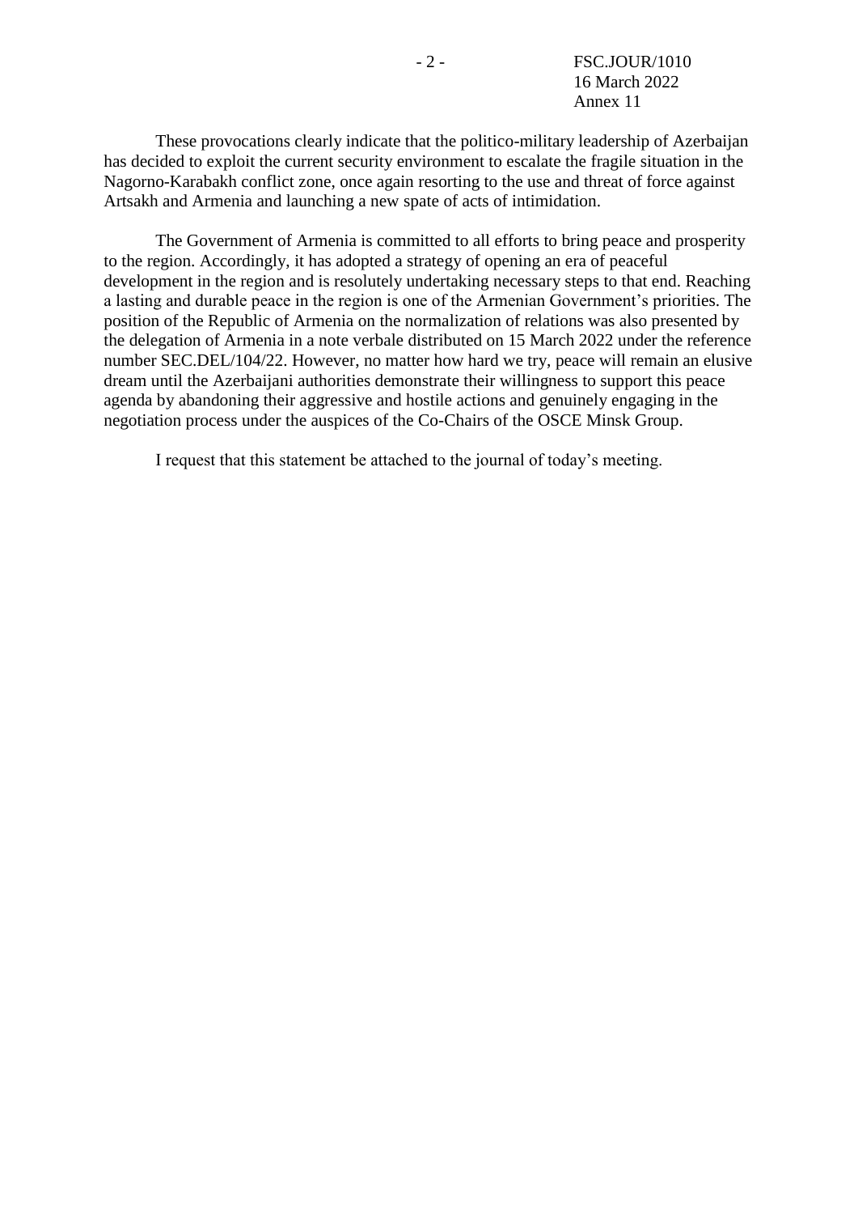These provocations clearly indicate that the politico-military leadership of Azerbaijan has decided to exploit the current security environment to escalate the fragile situation in the Nagorno-Karabakh conflict zone, once again resorting to the use and threat of force against Artsakh and Armenia and launching a new spate of acts of intimidation.

The Government of Armenia is committed to all efforts to bring peace and prosperity to the region. Accordingly, it has adopted a strategy of opening an era of peaceful development in the region and is resolutely undertaking necessary steps to that end. Reaching a lasting and durable peace in the region is one of the Armenian Government's priorities. The position of the Republic of Armenia on the normalization of relations was also presented by the delegation of Armenia in a note verbale distributed on 15 March 2022 under the reference number SEC.DEL/104/22. However, no matter how hard we try, peace will remain an elusive dream until the Azerbaijani authorities demonstrate their willingness to support this peace agenda by abandoning their aggressive and hostile actions and genuinely engaging in the negotiation process under the auspices of the Co-Chairs of the OSCE Minsk Group.

I request that this statement be attached to the journal of today's meeting.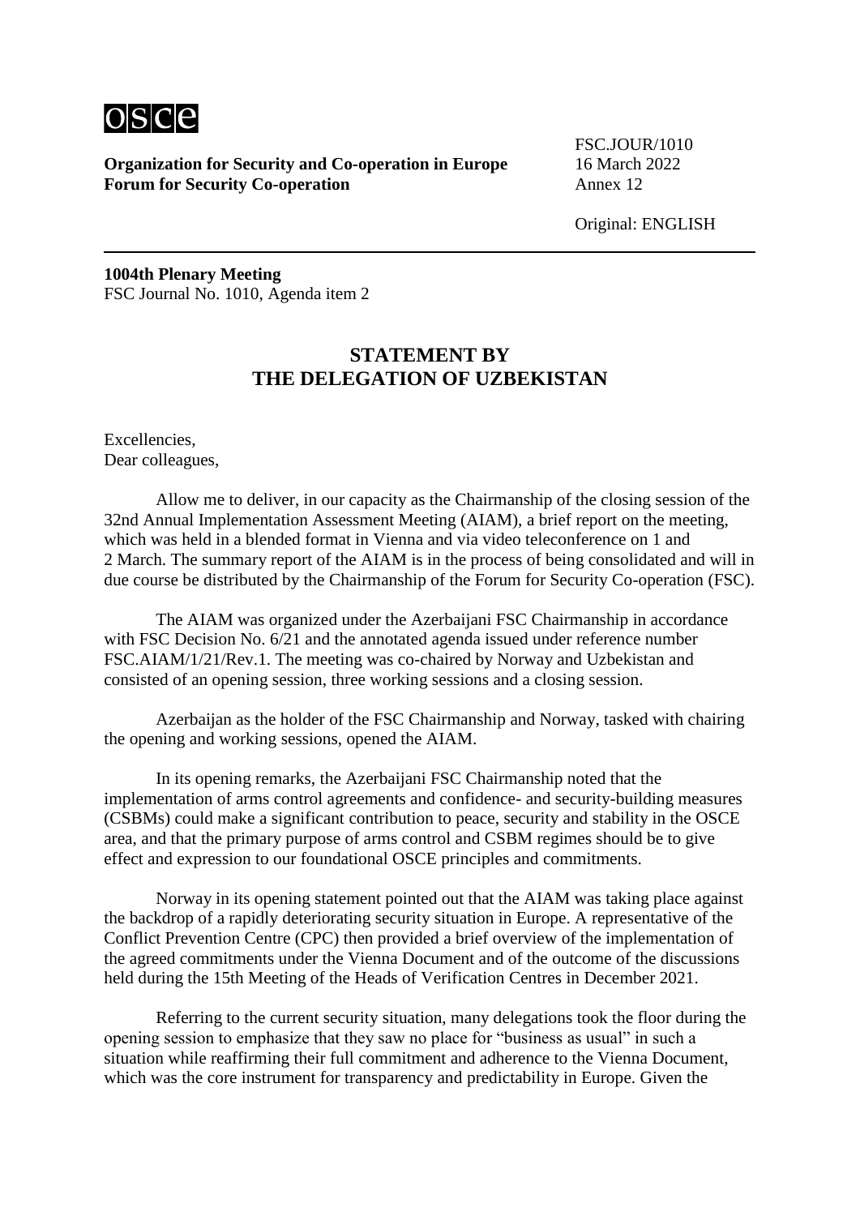Organization for Security and Co-operation in Europe
Forum for Security Co-operation

FSC.JOUR/1010
16 March 2022
Annex 12

Original: ENGLISH

**1004th Plenary Meeting**
FSC Journal No. 1010, Agenda item 2

## STATEMENT BY THE DELEGATION OF UZBEKISTAN

Excellencies,
Dear colleagues,

Allow me to deliver, in our capacity as the Chairmanship of the closing session of the 32nd Annual Implementation Assessment Meeting (AIAM), a brief report on the meeting, which was held in a blended format in Vienna and via video teleconference on 1 and 2 March. The summary report of the AIAM is in the process of being consolidated and will in due course be distributed by the Chairmanship of the Forum for Security Co-operation (FSC).

The AIAM was organized under the Azerbaijani FSC Chairmanship in accordance with FSC Decision No. 6/21 and the annotated agenda issued under reference number FSC.AIAM/1/21/Rev.1. The meeting was co-chaired by Norway and Uzbekistan and consisted of an opening session, three working sessions and a closing session.

Azerbaijan as the holder of the FSC Chairmanship and Norway, tasked with chairing the opening and working sessions, opened the AIAM.

In its opening remarks, the Azerbaijani FSC Chairmanship noted that the implementation of arms control agreements and confidence- and security-building measures (CSBMs) could make a significant contribution to peace, security and stability in the OSCE area, and that the primary purpose of arms control and CSBM regimes should be to give effect and expression to our foundational OSCE principles and commitments.

Norway in its opening statement pointed out that the AIAM was taking place against the backdrop of a rapidly deteriorating security situation in Europe. A representative of the Conflict Prevention Centre (CPC) then provided a brief overview of the implementation of the agreed commitments under the Vienna Document and of the outcome of the discussions held during the 15th Meeting of the Heads of Verification Centres in December 2021.

Referring to the current security situation, many delegations took the floor during the opening session to emphasize that they saw no place for "business as usual" in such a situation while reaffirming their full commitment and adherence to the Vienna Document, which was the core instrument for transparency and predictability in Europe. Given the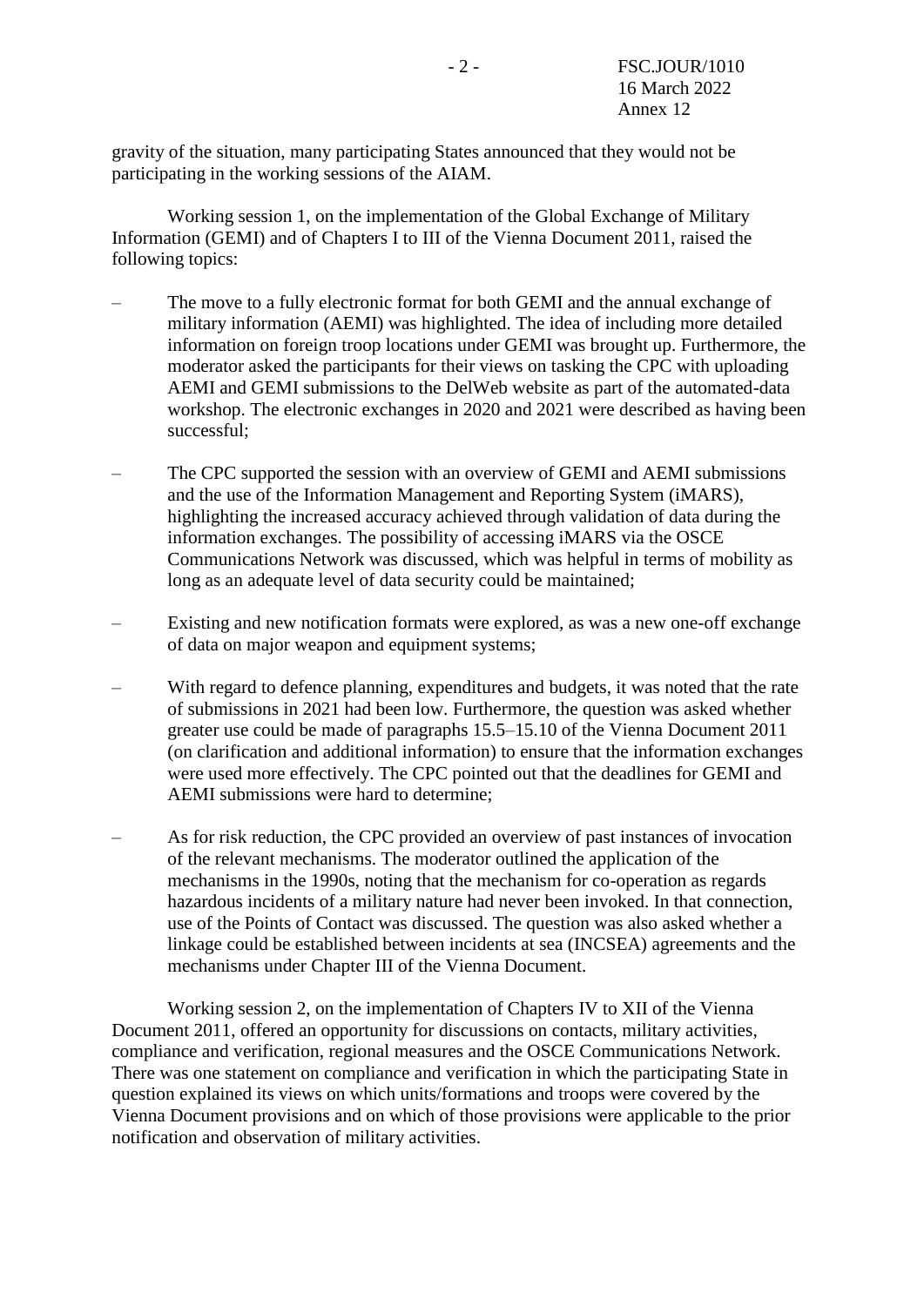gravity of the situation, many participating States announced that they would not be participating in the working sessions of the AIAM.

Working session 1, on the implementation of the Global Exchange of Military Information (GEMI) and of Chapters I to III of the Vienna Document 2011, raised the following topics:

- The move to a fully electronic format for both GEMI and the annual exchange of military information (AEMI) was highlighted. The idea of including more detailed information on foreign troop locations under GEMI was brought up. Furthermore, the moderator asked the participants for their views on tasking the CPC with uploading AEMI and GEMI submissions to the DelWeb website as part of the automated-data workshop. The electronic exchanges in 2020 and 2021 were described as having been successful;

- The CPC supported the session with an overview of GEMI and AEMI submissions and the use of the Information Management and Reporting System (iMARS), highlighting the increased accuracy achieved through validation of data during the information exchanges. The possibility of accessing iMARS via the OSCE Communications Network was discussed, which was helpful in terms of mobility as long as an adequate level of data security could be maintained;

- Existing and new notification formats were explored, as was a new one-off exchange of data on major weapon and equipment systems;

- With regard to defence planning, expenditures and budgets, it was noted that the rate of submissions in 2021 had been low. Furthermore, the question was asked whether greater use could be made of paragraphs 15.5–15.10 of the Vienna Document 2011 (on clarification and additional information) to ensure that the information exchanges were used more effectively. The CPC pointed out that the deadlines for GEMI and AEMI submissions were hard to determine;

- As for risk reduction, the CPC provided an overview of past instances of invocation of the relevant mechanisms. The moderator outlined the application of the mechanisms in the 1990s, noting that the mechanism for co-operation as regards hazardous incidents of a military nature had never been invoked. In that connection, use of the Points of Contact was discussed. The question was also asked whether a linkage could be established between incidents at sea (INCSEA) agreements and the mechanisms under Chapter III of the Vienna Document.

Working session 2, on the implementation of Chapters IV to XII of the Vienna Document 2011, offered an opportunity for discussions on contacts, military activities, compliance and verification, regional measures and the OSCE Communications Network. There was one statement on compliance and verification in which the participating State in question explained its views on which units/formations and troops were covered by the Vienna Document provisions and on which of those provisions were applicable to the prior notification and observation of military activities.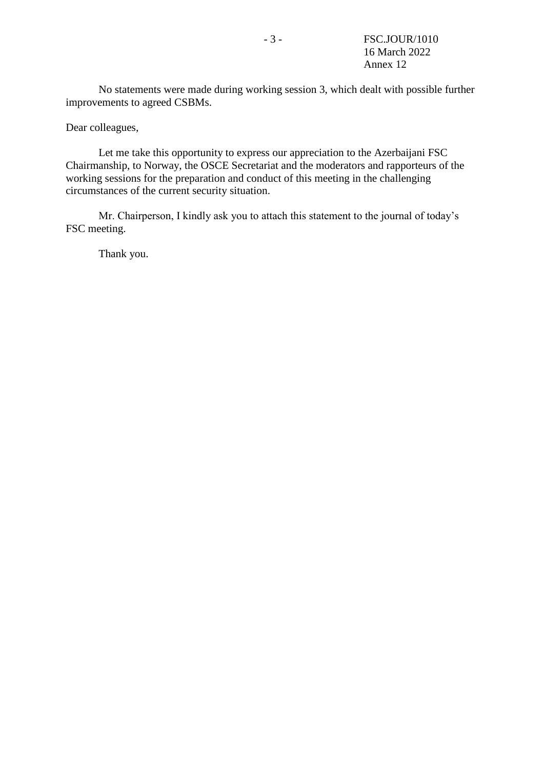No statements were made during working session 3, which dealt with possible further improvements to agreed CSBMs.

Dear colleagues,

Let me take this opportunity to express our appreciation to the Azerbaijani FSC Chairmanship, to Norway, the OSCE Secretariat and the moderators and rapporteurs of the working sessions for the preparation and conduct of this meeting in the challenging circumstances of the current security situation.

Mr. Chairperson, I kindly ask you to attach this statement to the journal of today's FSC meeting.

Thank you.